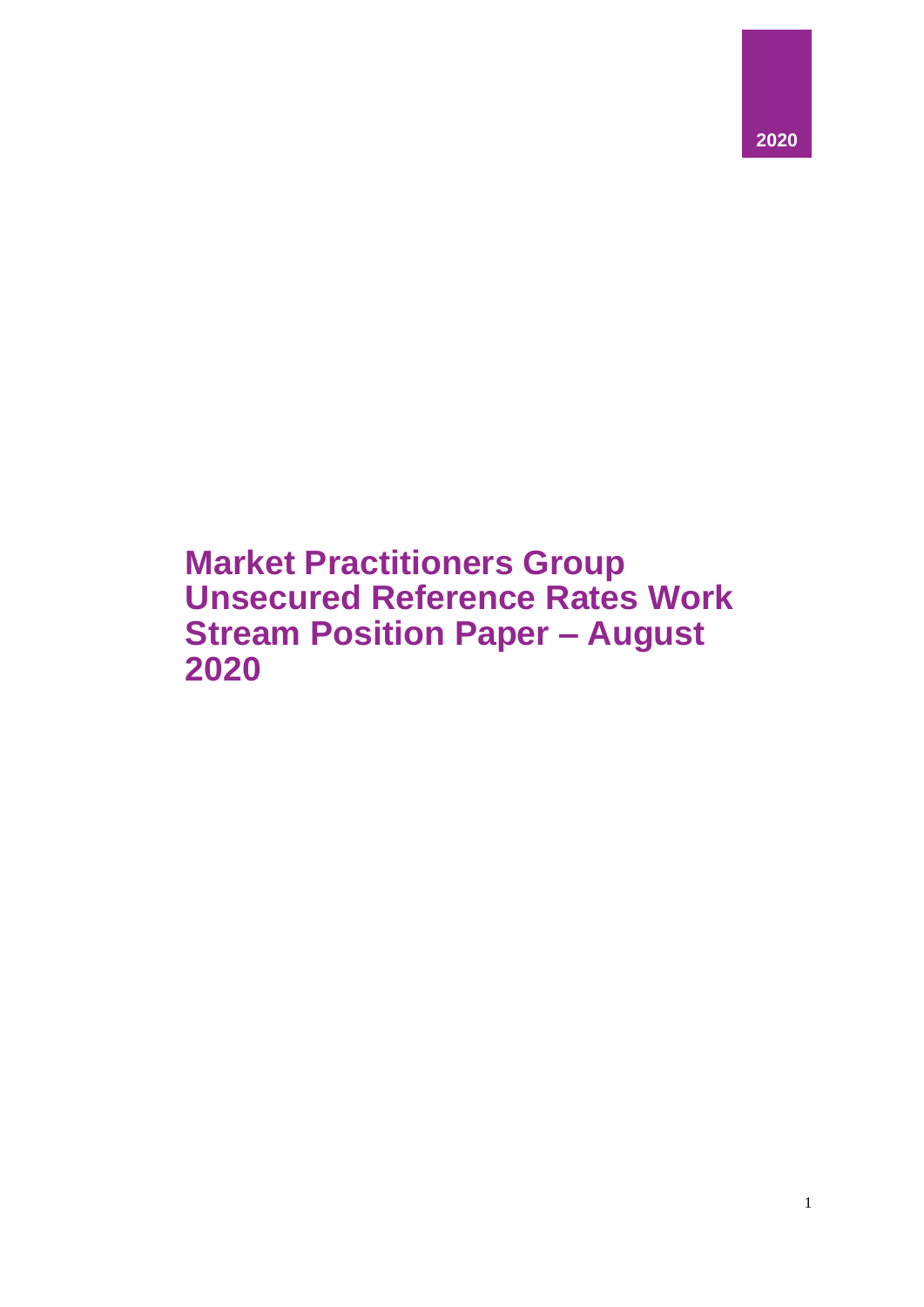2020

# Market Practitioners Group Unsecured Reference Rates Work Stream Position Paper – August 2020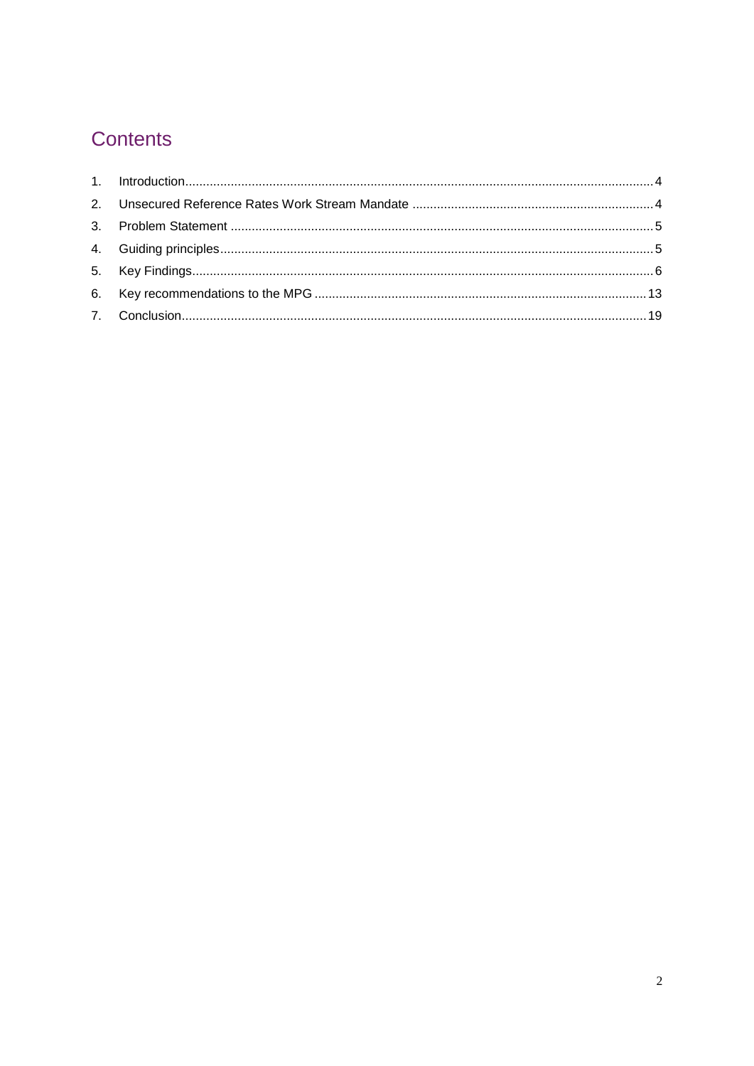# Contents

1. Introduction ........ 4
2. Unsecured Reference Rates Work Stream Mandate ........ 4
3. Problem Statement ........ 5
4. Guiding principles ........ 5
5. Key Findings ........ 6
6. Key recommendations to the MPG ........ 13
7. Conclusion ........ 19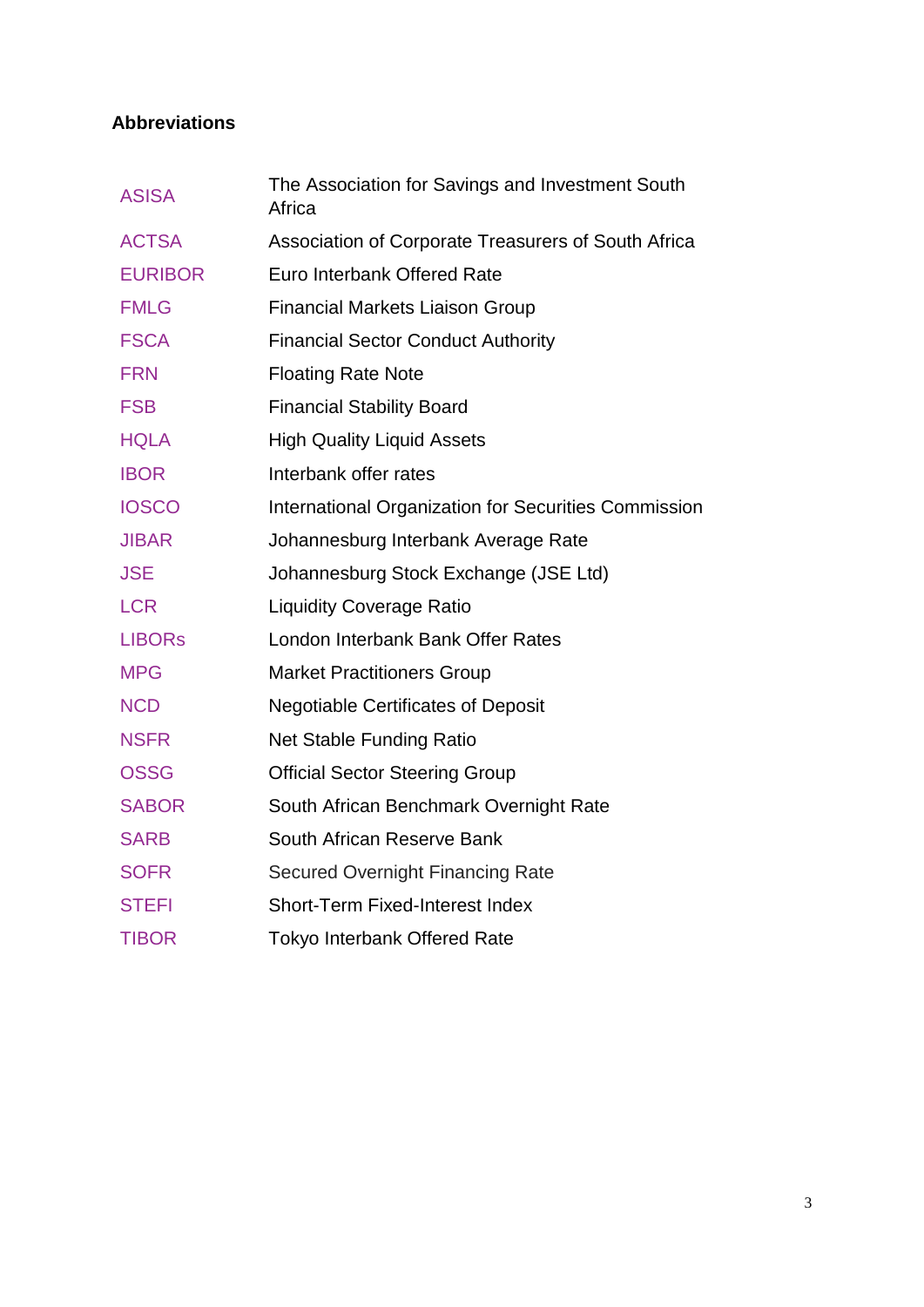## Abbreviations

| | |
|---|---|
| ASISA | The Association for Savings and Investment South Africa |
| ACTSA | Association of Corporate Treasurers of South Africa |
| EURIBOR | Euro Interbank Offered Rate |
| FMLG | Financial Markets Liaison Group |
| FSCA | Financial Sector Conduct Authority |
| FRN | Floating Rate Note |
| FSB | Financial Stability Board |
| HQLA | High Quality Liquid Assets |
| IBOR | Interbank offer rates |
| IOSCO | International Organization for Securities Commission |
| JIBAR | Johannesburg Interbank Average Rate |
| JSE | Johannesburg Stock Exchange (JSE Ltd) |
| LCR | Liquidity Coverage Ratio |
| LIBORs | London Interbank Bank Offer Rates |
| MPG | Market Practitioners Group |
| NCD | Negotiable Certificates of Deposit |
| NSFR | Net Stable Funding Ratio |
| OSSG | Official Sector Steering Group |
| SABOR | South African Benchmark Overnight Rate |
| SARB | South African Reserve Bank |
| SOFR | Secured Overnight Financing Rate |
| STEFI | Short-Term Fixed-Interest Index |
| TIBOR | Tokyo Interbank Offered Rate |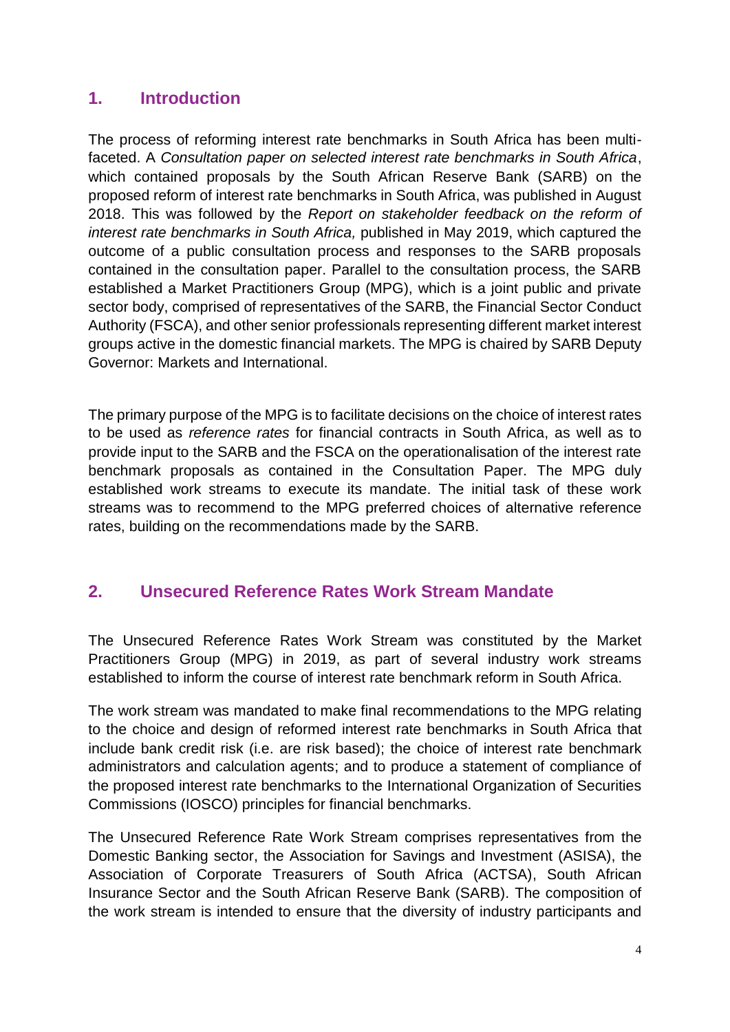## 1. Introduction

The process of reforming interest rate benchmarks in South Africa has been multi-faceted. A *Consultation paper on selected interest rate benchmarks in South Africa*, which contained proposals by the South African Reserve Bank (SARB) on the proposed reform of interest rate benchmarks in South Africa, was published in August 2018. This was followed by the *Report on stakeholder feedback on the reform of interest rate benchmarks in South Africa,* published in May 2019, which captured the outcome of a public consultation process and responses to the SARB proposals contained in the consultation paper. Parallel to the consultation process, the SARB established a Market Practitioners Group (MPG), which is a joint public and private sector body, comprised of representatives of the SARB, the Financial Sector Conduct Authority (FSCA), and other senior professionals representing different market interest groups active in the domestic financial markets. The MPG is chaired by SARB Deputy Governor: Markets and International.

The primary purpose of the MPG is to facilitate decisions on the choice of interest rates to be used as *reference rates* for financial contracts in South Africa, as well as to provide input to the SARB and the FSCA on the operationalisation of the interest rate benchmark proposals as contained in the Consultation Paper. The MPG duly established work streams to execute its mandate. The initial task of these work streams was to recommend to the MPG preferred choices of alternative reference rates, building on the recommendations made by the SARB.

## 2. Unsecured Reference Rates Work Stream Mandate

The Unsecured Reference Rates Work Stream was constituted by the Market Practitioners Group (MPG) in 2019, as part of several industry work streams established to inform the course of interest rate benchmark reform in South Africa.

The work stream was mandated to make final recommendations to the MPG relating to the choice and design of reformed interest rate benchmarks in South Africa that include bank credit risk (i.e. are risk based); the choice of interest rate benchmark administrators and calculation agents; and to produce a statement of compliance of the proposed interest rate benchmarks to the International Organization of Securities Commissions (IOSCO) principles for financial benchmarks.

The Unsecured Reference Rate Work Stream comprises representatives from the Domestic Banking sector, the Association for Savings and Investment (ASISA), the Association of Corporate Treasurers of South Africa (ACTSA), South African Insurance Sector and the South African Reserve Bank (SARB). The composition of the work stream is intended to ensure that the diversity of industry participants and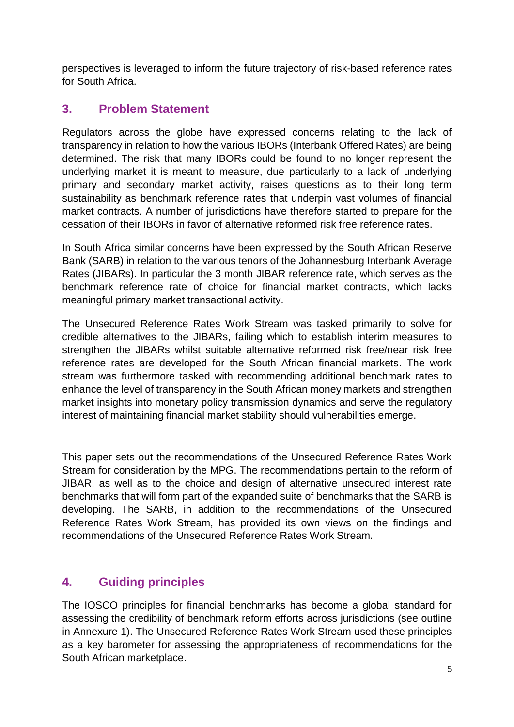perspectives is leveraged to inform the future trajectory of risk-based reference rates for South Africa.

## 3. Problem Statement

Regulators across the globe have expressed concerns relating to the lack of transparency in relation to how the various IBORs (Interbank Offered Rates) are being determined. The risk that many IBORs could be found to no longer represent the underlying market it is meant to measure, due particularly to a lack of underlying primary and secondary market activity, raises questions as to their long term sustainability as benchmark reference rates that underpin vast volumes of financial market contracts. A number of jurisdictions have therefore started to prepare for the cessation of their IBORs in favor of alternative reformed risk free reference rates.

In South Africa similar concerns have been expressed by the South African Reserve Bank (SARB) in relation to the various tenors of the Johannesburg Interbank Average Rates (JIBARs). In particular the 3 month JIBAR reference rate, which serves as the benchmark reference rate of choice for financial market contracts, which lacks meaningful primary market transactional activity.

The Unsecured Reference Rates Work Stream was tasked primarily to solve for credible alternatives to the JIBARs, failing which to establish interim measures to strengthen the JIBARs whilst suitable alternative reformed risk free/near risk free reference rates are developed for the South African financial markets. The work stream was furthermore tasked with recommending additional benchmark rates to enhance the level of transparency in the South African money markets and strengthen market insights into monetary policy transmission dynamics and serve the regulatory interest of maintaining financial market stability should vulnerabilities emerge.

This paper sets out the recommendations of the Unsecured Reference Rates Work Stream for consideration by the MPG. The recommendations pertain to the reform of JIBAR, as well as to the choice and design of alternative unsecured interest rate benchmarks that will form part of the expanded suite of benchmarks that the SARB is developing. The SARB, in addition to the recommendations of the Unsecured Reference Rates Work Stream, has provided its own views on the findings and recommendations of the Unsecured Reference Rates Work Stream.

## 4. Guiding principles

The IOSCO principles for financial benchmarks has become a global standard for assessing the credibility of benchmark reform efforts across jurisdictions (see outline in Annexure 1). The Unsecured Reference Rates Work Stream used these principles as a key barometer for assessing the appropriateness of recommendations for the South African marketplace.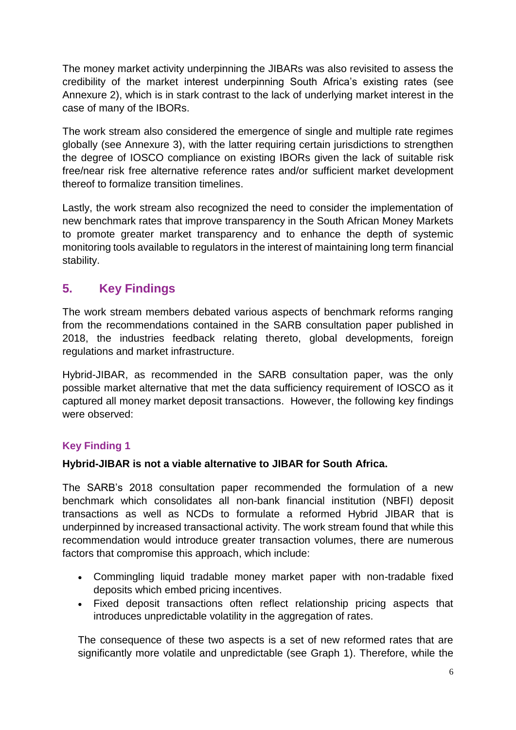The money market activity underpinning the JIBARs was also revisited to assess the credibility of the market interest underpinning South Africa's existing rates (see Annexure 2), which is in stark contrast to the lack of underlying market interest in the case of many of the IBORs.

The work stream also considered the emergence of single and multiple rate regimes globally (see Annexure 3), with the latter requiring certain jurisdictions to strengthen the degree of IOSCO compliance on existing IBORs given the lack of suitable risk free/near risk free alternative reference rates and/or sufficient market development thereof to formalize transition timelines.

Lastly, the work stream also recognized the need to consider the implementation of new benchmark rates that improve transparency in the South African Money Markets to promote greater market transparency and to enhance the depth of systemic monitoring tools available to regulators in the interest of maintaining long term financial stability.

## 5. Key Findings

The work stream members debated various aspects of benchmark reforms ranging from the recommendations contained in the SARB consultation paper published in 2018, the industries feedback relating thereto, global developments, foreign regulations and market infrastructure.

Hybrid-JIBAR, as recommended in the SARB consultation paper, was the only possible market alternative that met the data sufficiency requirement of IOSCO as it captured all money market deposit transactions. However, the following key findings were observed:

### Key Finding 1

**Hybrid-JIBAR is not a viable alternative to JIBAR for South Africa.**

The SARB's 2018 consultation paper recommended the formulation of a new benchmark which consolidates all non-bank financial institution (NBFI) deposit transactions as well as NCDs to formulate a reformed Hybrid JIBAR that is underpinned by increased transactional activity. The work stream found that while this recommendation would introduce greater transaction volumes, there are numerous factors that compromise this approach, which include:

- Commingling liquid tradable money market paper with non-tradable fixed deposits which embed pricing incentives.
- Fixed deposit transactions often reflect relationship pricing aspects that introduces unpredictable volatility in the aggregation of rates.

The consequence of these two aspects is a set of new reformed rates that are significantly more volatile and unpredictable (see Graph 1). Therefore, while the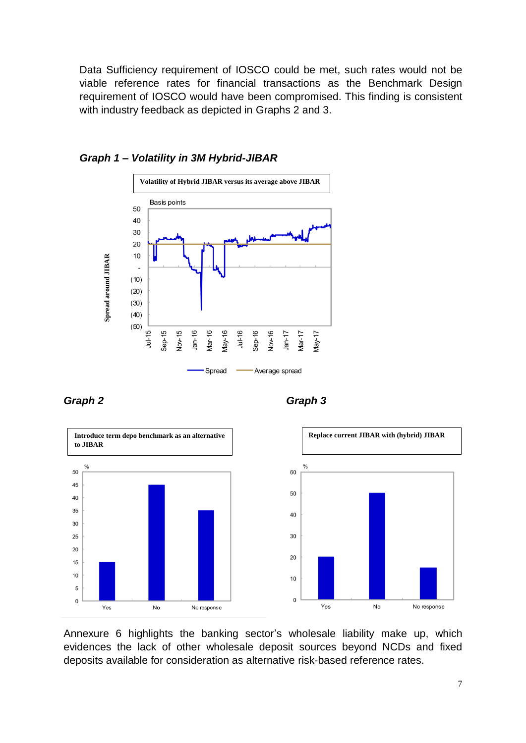Data Sufficiency requirement of IOSCO could be met, such rates would not be viable reference rates for financial transactions as the Benchmark Design requirement of IOSCO would have been compromised. This finding is consistent with industry feedback as depicted in Graphs 2 and 3.

***Graph 1 – Volatility in 3M Hybrid-JIBAR***

**Volatility of Hybrid JIBAR versus its average above JIBAR**

Basis points

Spread around JIBAR

Spread — Average spread

***Graph 2***

**Introduce term depo benchmark as an alternative to JIBAR**

| | % |
|---|---|
| Yes | 15 |
| No | 45 |
| No response | 35 |

***Graph 3***

**Replace current JIBAR with (hybrid) JIBAR**

| | % |
|---|---|
| Yes | 20 |
| No | 50 |
| No response | 15 |

Annexure 6 highlights the banking sector's wholesale liability make up, which evidences the lack of other wholesale deposit sources beyond NCDs and fixed deposits available for consideration as alternative risk-based reference rates.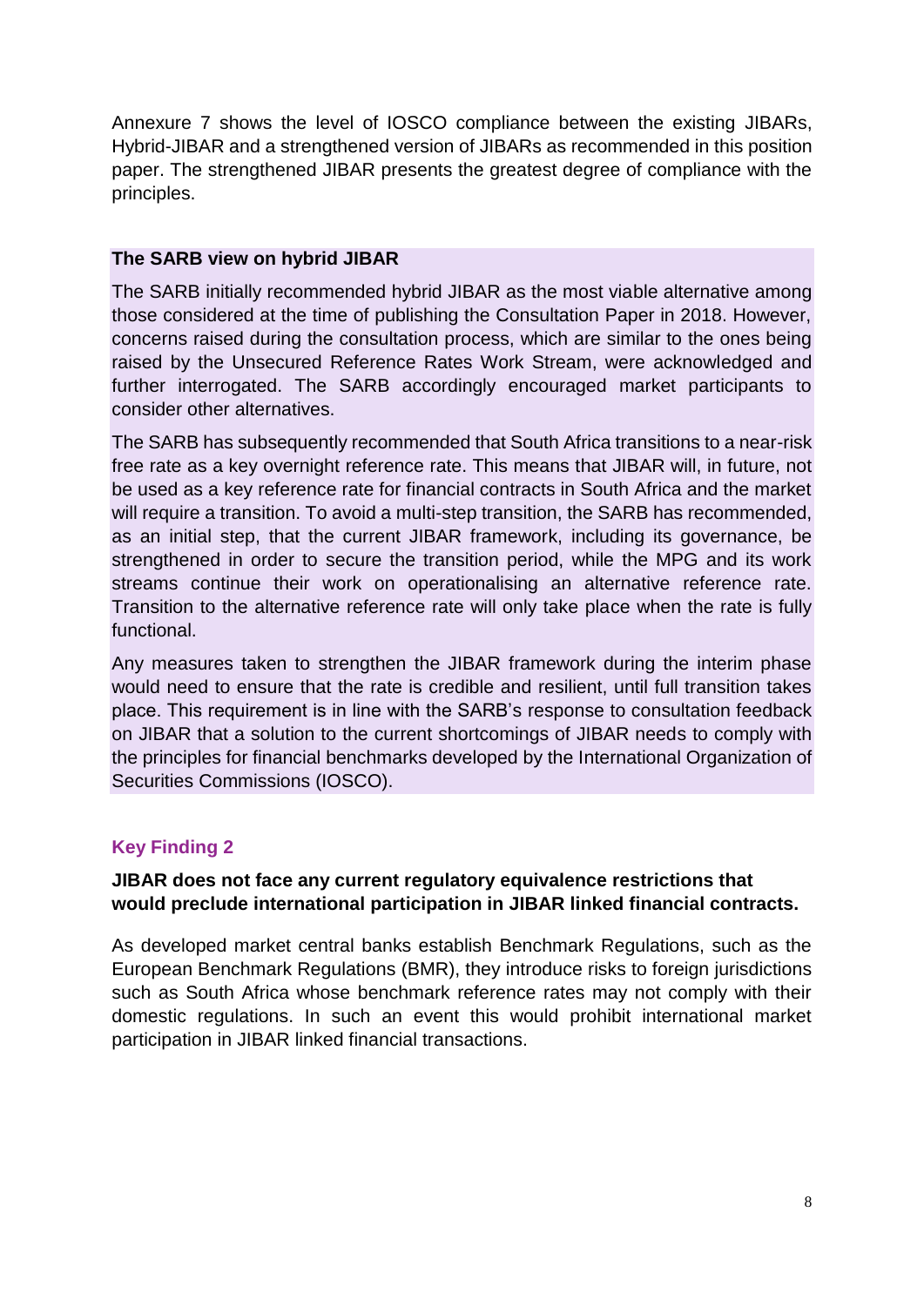Annexure 7 shows the level of IOSCO compliance between the existing JIBARs, Hybrid-JIBAR and a strengthened version of JIBARs as recommended in this position paper. The strengthened JIBAR presents the greatest degree of compliance with the principles.

**The SARB view on hybrid JIBAR**

The SARB initially recommended hybrid JIBAR as the most viable alternative among those considered at the time of publishing the Consultation Paper in 2018. However, concerns raised during the consultation process, which are similar to the ones being raised by the Unsecured Reference Rates Work Stream, were acknowledged and further interrogated. The SARB accordingly encouraged market participants to consider other alternatives.

The SARB has subsequently recommended that South Africa transitions to a near-risk free rate as a key overnight reference rate. This means that JIBAR will, in future, not be used as a key reference rate for financial contracts in South Africa and the market will require a transition. To avoid a multi-step transition, the SARB has recommended, as an initial step, that the current JIBAR framework, including its governance, be strengthened in order to secure the transition period, while the MPG and its work streams continue their work on operationalising an alternative reference rate. Transition to the alternative reference rate will only take place when the rate is fully functional.

Any measures taken to strengthen the JIBAR framework during the interim phase would need to ensure that the rate is credible and resilient, until full transition takes place. This requirement is in line with the SARB's response to consultation feedback on JIBAR that a solution to the current shortcomings of JIBAR needs to comply with the principles for financial benchmarks developed by the International Organization of Securities Commissions (IOSCO).

### Key Finding 2

**JIBAR does not face any current regulatory equivalence restrictions that would preclude international participation in JIBAR linked financial contracts.**

As developed market central banks establish Benchmark Regulations, such as the European Benchmark Regulations (BMR), they introduce risks to foreign jurisdictions such as South Africa whose benchmark reference rates may not comply with their domestic regulations. In such an event this would prohibit international market participation in JIBAR linked financial transactions.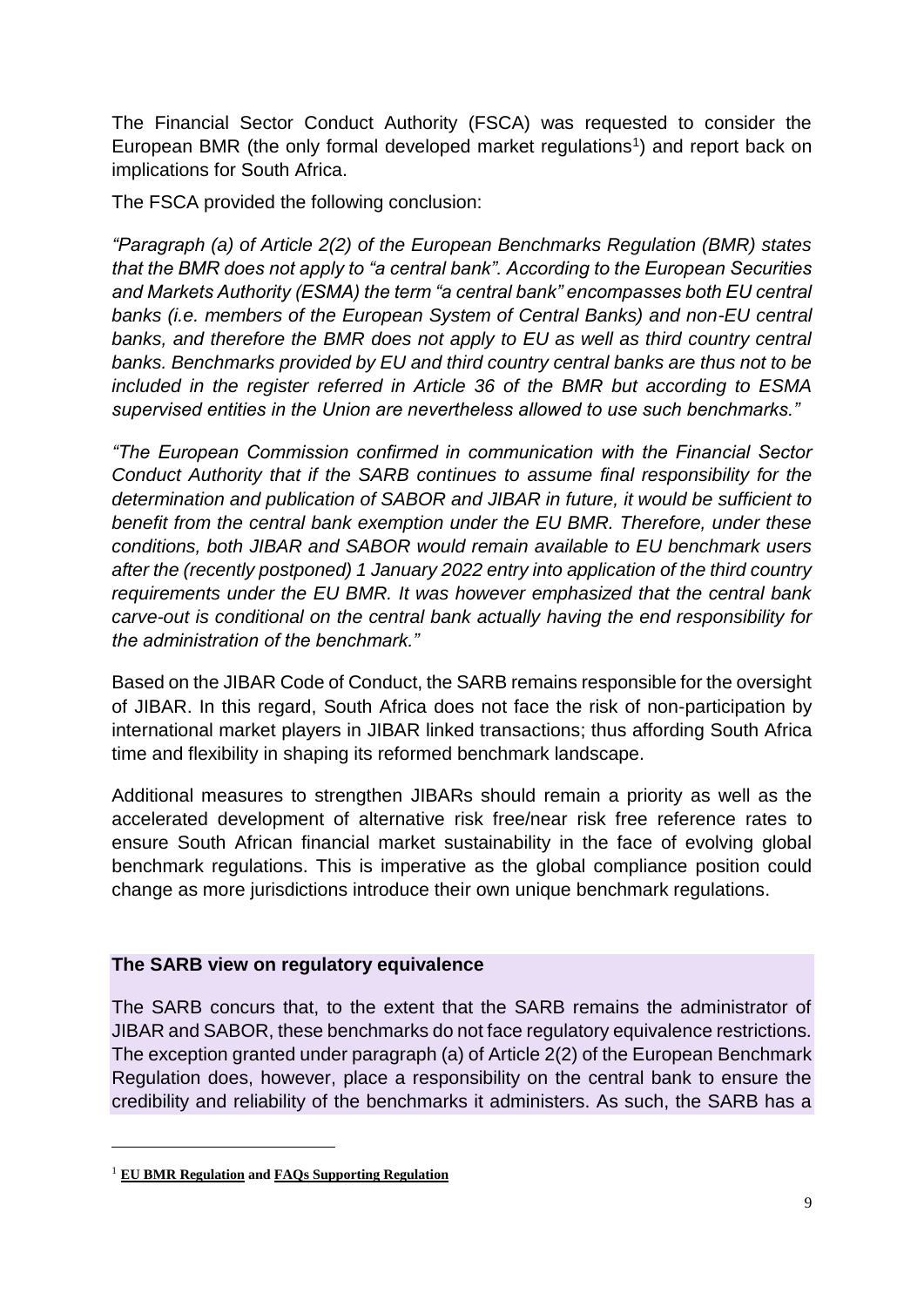The Financial Sector Conduct Authority (FSCA) was requested to consider the European BMR (the only formal developed market regulations[1]) and report back on implications for South Africa.

The FSCA provided the following conclusion:

*"Paragraph (a) of Article 2(2) of the European Benchmarks Regulation (BMR) states that the BMR does not apply to "a central bank". According to the European Securities and Markets Authority (ESMA) the term "a central bank" encompasses both EU central banks (i.e. members of the European System of Central Banks) and non-EU central banks, and therefore the BMR does not apply to EU as well as third country central banks. Benchmarks provided by EU and third country central banks are thus not to be included in the register referred in Article 36 of the BMR but according to ESMA supervised entities in the Union are nevertheless allowed to use such benchmarks."*

*"The European Commission confirmed in communication with the Financial Sector Conduct Authority that if the SARB continues to assume final responsibility for the determination and publication of SABOR and JIBAR in future, it would be sufficient to benefit from the central bank exemption under the EU BMR. Therefore, under these conditions, both JIBAR and SABOR would remain available to EU benchmark users after the (recently postponed) 1 January 2022 entry into application of the third country requirements under the EU BMR. It was however emphasized that the central bank carve-out is conditional on the central bank actually having the end responsibility for the administration of the benchmark."*

Based on the JIBAR Code of Conduct, the SARB remains responsible for the oversight of JIBAR. In this regard, South Africa does not face the risk of non-participation by international market players in JIBAR linked transactions; thus affording South Africa time and flexibility in shaping its reformed benchmark landscape.

Additional measures to strengthen JIBARs should remain a priority as well as the accelerated development of alternative risk free/near risk free reference rates to ensure South African financial market sustainability in the face of evolving global benchmark regulations. This is imperative as the global compliance position could change as more jurisdictions introduce their own unique benchmark regulations.

**The SARB view on regulatory equivalence**

The SARB concurs that, to the extent that the SARB remains the administrator of JIBAR and SABOR, these benchmarks do not face regulatory equivalence restrictions. The exception granted under paragraph (a) of Article 2(2) of the European Benchmark Regulation does, however, place a responsibility on the central bank to ensure the credibility and reliability of the benchmarks it administers. As such, the SARB has a

[1] **EU BMR Regulation and FAQs Supporting Regulation**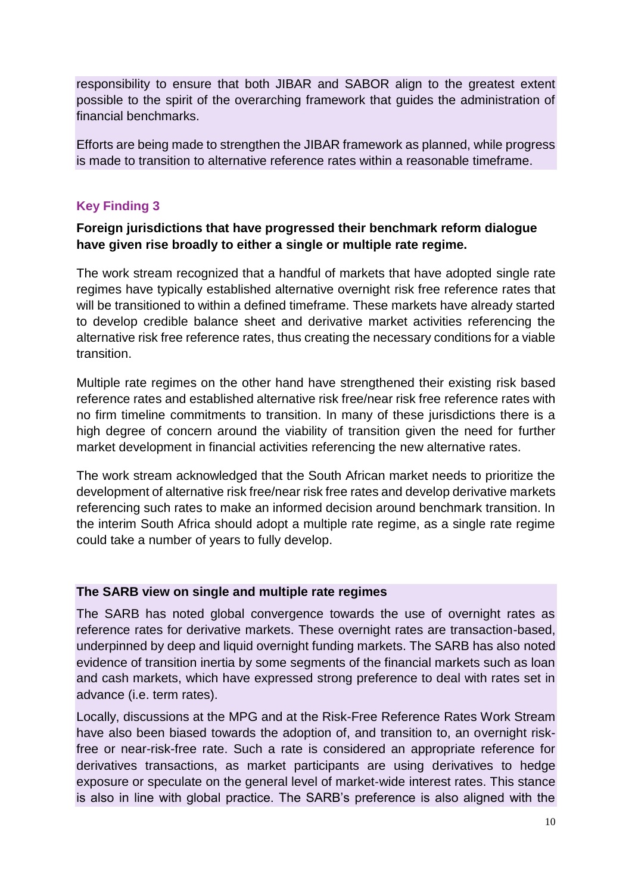responsibility to ensure that both JIBAR and SABOR align to the greatest extent possible to the spirit of the overarching framework that guides the administration of financial benchmarks.

Efforts are being made to strengthen the JIBAR framework as planned, while progress is made to transition to alternative reference rates within a reasonable timeframe.

### Key Finding 3

**Foreign jurisdictions that have progressed their benchmark reform dialogue have given rise broadly to either a single or multiple rate regime.**

The work stream recognized that a handful of markets that have adopted single rate regimes have typically established alternative overnight risk free reference rates that will be transitioned to within a defined timeframe. These markets have already started to develop credible balance sheet and derivative market activities referencing the alternative risk free reference rates, thus creating the necessary conditions for a viable transition.

Multiple rate regimes on the other hand have strengthened their existing risk based reference rates and established alternative risk free/near risk free reference rates with no firm timeline commitments to transition. In many of these jurisdictions there is a high degree of concern around the viability of transition given the need for further market development in financial activities referencing the new alternative rates.

The work stream acknowledged that the South African market needs to prioritize the development of alternative risk free/near risk free rates and develop derivative markets referencing such rates to make an informed decision around benchmark transition. In the interim South Africa should adopt a multiple rate regime, as a single rate regime could take a number of years to fully develop.

**The SARB view on single and multiple rate regimes**

The SARB has noted global convergence towards the use of overnight rates as reference rates for derivative markets. These overnight rates are transaction-based, underpinned by deep and liquid overnight funding markets. The SARB has also noted evidence of transition inertia by some segments of the financial markets such as loan and cash markets, which have expressed strong preference to deal with rates set in advance (i.e. term rates).

Locally, discussions at the MPG and at the Risk-Free Reference Rates Work Stream have also been biased towards the adoption of, and transition to, an overnight risk-free or near-risk-free rate. Such a rate is considered an appropriate reference for derivatives transactions, as market participants are using derivatives to hedge exposure or speculate on the general level of market-wide interest rates. This stance is also in line with global practice. The SARB's preference is also aligned with the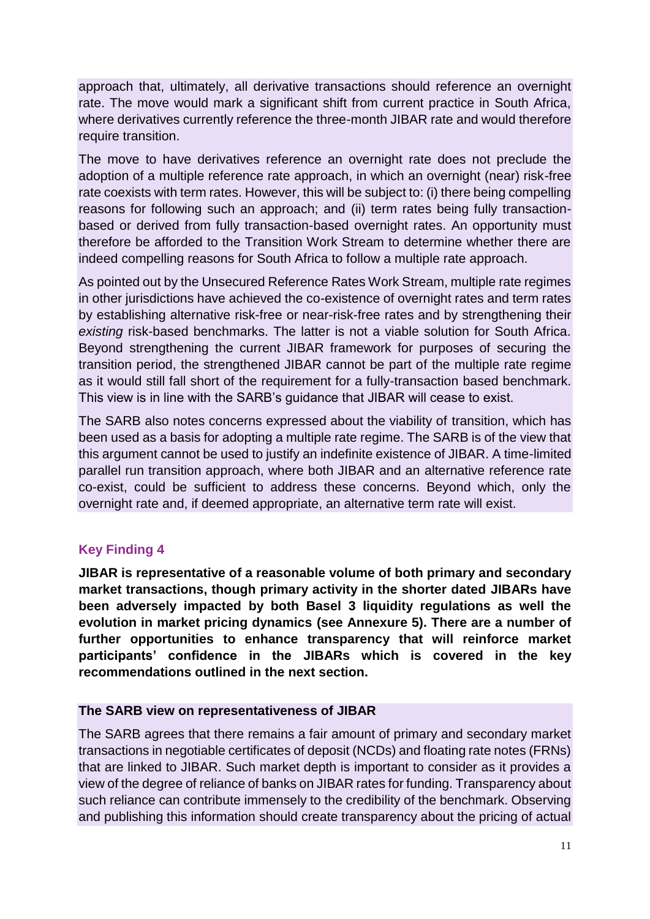approach that, ultimately, all derivative transactions should reference an overnight rate. The move would mark a significant shift from current practice in South Africa, where derivatives currently reference the three-month JIBAR rate and would therefore require transition.

The move to have derivatives reference an overnight rate does not preclude the adoption of a multiple reference rate approach, in which an overnight (near) risk-free rate coexists with term rates. However, this will be subject to: (i) there being compelling reasons for following such an approach; and (ii) term rates being fully transaction-based or derived from fully transaction-based overnight rates. An opportunity must therefore be afforded to the Transition Work Stream to determine whether there are indeed compelling reasons for South Africa to follow a multiple rate approach.

As pointed out by the Unsecured Reference Rates Work Stream, multiple rate regimes in other jurisdictions have achieved the co-existence of overnight rates and term rates by establishing alternative risk-free or near-risk-free rates and by strengthening their *existing* risk-based benchmarks. The latter is not a viable solution for South Africa. Beyond strengthening the current JIBAR framework for purposes of securing the transition period, the strengthened JIBAR cannot be part of the multiple rate regime as it would still fall short of the requirement for a fully-transaction based benchmark. This view is in line with the SARB's guidance that JIBAR will cease to exist.

The SARB also notes concerns expressed about the viability of transition, which has been used as a basis for adopting a multiple rate regime. The SARB is of the view that this argument cannot be used to justify an indefinite existence of JIBAR. A time-limited parallel run transition approach, where both JIBAR and an alternative reference rate co-exist, could be sufficient to address these concerns. Beyond which, only the overnight rate and, if deemed appropriate, an alternative term rate will exist.

### Key Finding 4

**JIBAR is representative of a reasonable volume of both primary and secondary market transactions, though primary activity in the shorter dated JIBARs have been adversely impacted by both Basel 3 liquidity regulations as well the evolution in market pricing dynamics (see Annexure 5). There are a number of further opportunities to enhance transparency that will reinforce market participants' confidence in the JIBARs which is covered in the key recommendations outlined in the next section.**

**The SARB view on representativeness of JIBAR**

The SARB agrees that there remains a fair amount of primary and secondary market transactions in negotiable certificates of deposit (NCDs) and floating rate notes (FRNs) that are linked to JIBAR. Such market depth is important to consider as it provides a view of the degree of reliance of banks on JIBAR rates for funding. Transparency about such reliance can contribute immensely to the credibility of the benchmark. Observing and publishing this information should create transparency about the pricing of actual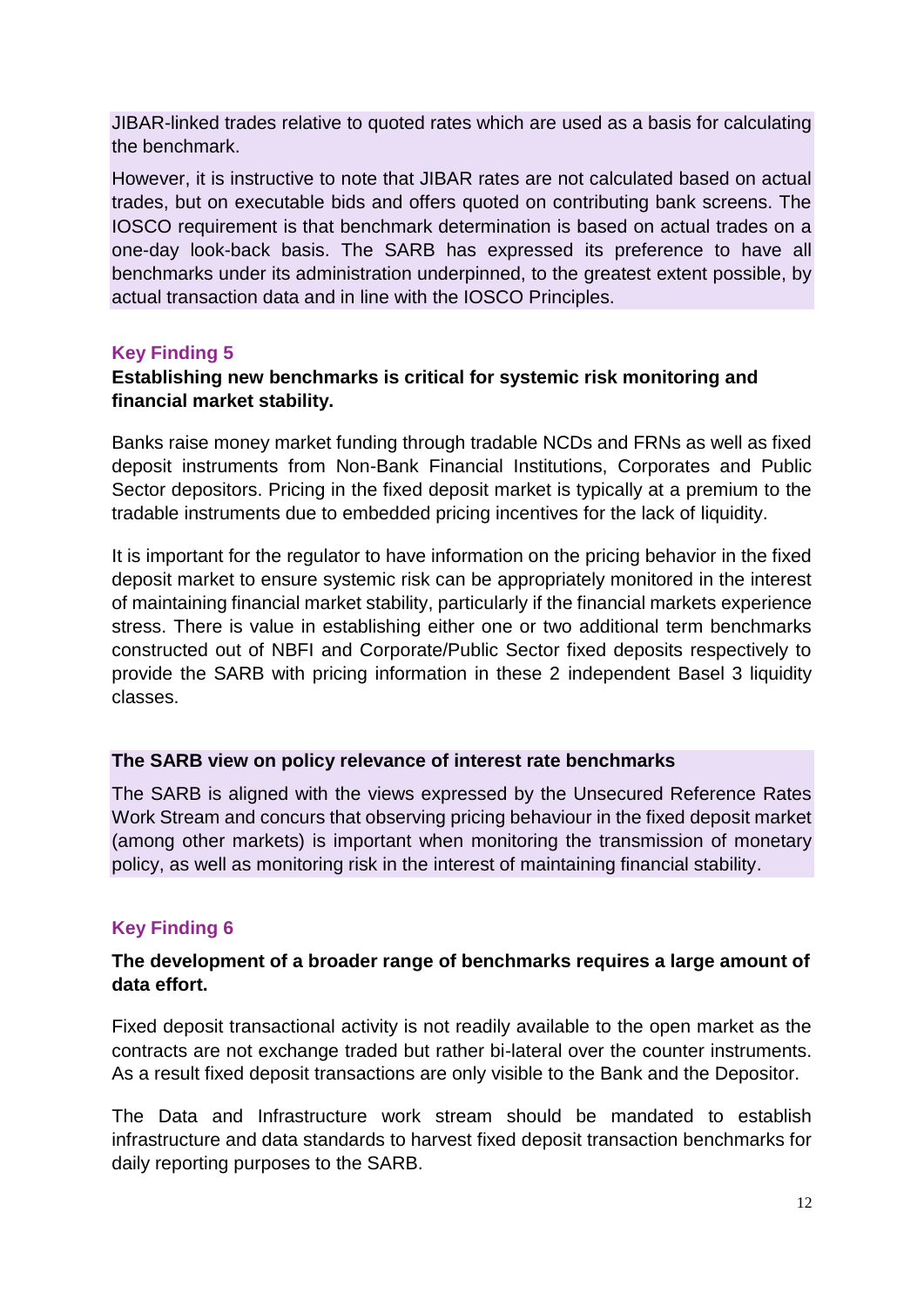JIBAR-linked trades relative to quoted rates which are used as a basis for calculating the benchmark.

However, it is instructive to note that JIBAR rates are not calculated based on actual trades, but on executable bids and offers quoted on contributing bank screens. The IOSCO requirement is that benchmark determination is based on actual trades on a one-day look-back basis. The SARB has expressed its preference to have all benchmarks under its administration underpinned, to the greatest extent possible, by actual transaction data and in line with the IOSCO Principles.

### Key Finding 5

**Establishing new benchmarks is critical for systemic risk monitoring and financial market stability.**

Banks raise money market funding through tradable NCDs and FRNs as well as fixed deposit instruments from Non-Bank Financial Institutions, Corporates and Public Sector depositors. Pricing in the fixed deposit market is typically at a premium to the tradable instruments due to embedded pricing incentives for the lack of liquidity.

It is important for the regulator to have information on the pricing behavior in the fixed deposit market to ensure systemic risk can be appropriately monitored in the interest of maintaining financial market stability, particularly if the financial markets experience stress. There is value in establishing either one or two additional term benchmarks constructed out of NBFI and Corporate/Public Sector fixed deposits respectively to provide the SARB with pricing information in these 2 independent Basel 3 liquidity classes.

**The SARB view on policy relevance of interest rate benchmarks**

The SARB is aligned with the views expressed by the Unsecured Reference Rates Work Stream and concurs that observing pricing behaviour in the fixed deposit market (among other markets) is important when monitoring the transmission of monetary policy, as well as monitoring risk in the interest of maintaining financial stability.

### Key Finding 6

**The development of a broader range of benchmarks requires a large amount of data effort.**

Fixed deposit transactional activity is not readily available to the open market as the contracts are not exchange traded but rather bi-lateral over the counter instruments. As a result fixed deposit transactions are only visible to the Bank and the Depositor.

The Data and Infrastructure work stream should be mandated to establish infrastructure and data standards to harvest fixed deposit transaction benchmarks for daily reporting purposes to the SARB.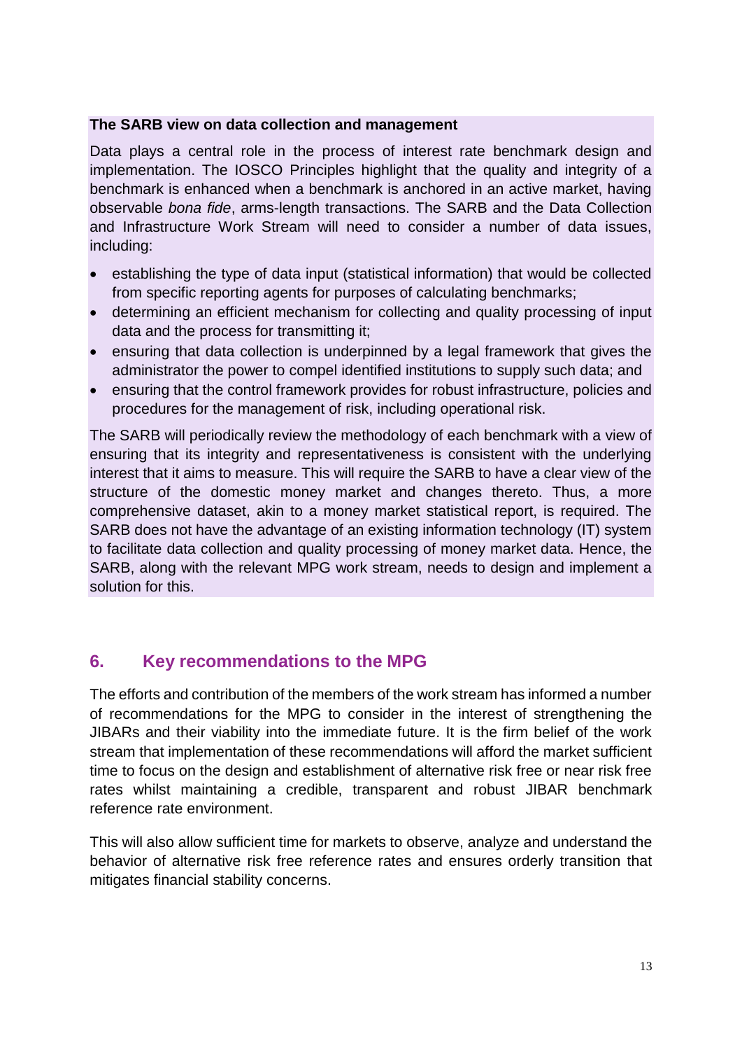**The SARB view on data collection and management**

Data plays a central role in the process of interest rate benchmark design and implementation. The IOSCO Principles highlight that the quality and integrity of a benchmark is enhanced when a benchmark is anchored in an active market, having observable *bona fide*, arms-length transactions. The SARB and the Data Collection and Infrastructure Work Stream will need to consider a number of data issues, including:

- establishing the type of data input (statistical information) that would be collected from specific reporting agents for purposes of calculating benchmarks;
- determining an efficient mechanism for collecting and quality processing of input data and the process for transmitting it;
- ensuring that data collection is underpinned by a legal framework that gives the administrator the power to compel identified institutions to supply such data; and
- ensuring that the control framework provides for robust infrastructure, policies and procedures for the management of risk, including operational risk.

The SARB will periodically review the methodology of each benchmark with a view of ensuring that its integrity and representativeness is consistent with the underlying interest that it aims to measure. This will require the SARB to have a clear view of the structure of the domestic money market and changes thereto. Thus, a more comprehensive dataset, akin to a money market statistical report, is required. The SARB does not have the advantage of an existing information technology (IT) system to facilitate data collection and quality processing of money market data. Hence, the SARB, along with the relevant MPG work stream, needs to design and implement a solution for this.

## 6. Key recommendations to the MPG

The efforts and contribution of the members of the work stream has informed a number of recommendations for the MPG to consider in the interest of strengthening the JIBARs and their viability into the immediate future. It is the firm belief of the work stream that implementation of these recommendations will afford the market sufficient time to focus on the design and establishment of alternative risk free or near risk free rates whilst maintaining a credible, transparent and robust JIBAR benchmark reference rate environment.

This will also allow sufficient time for markets to observe, analyze and understand the behavior of alternative risk free reference rates and ensures orderly transition that mitigates financial stability concerns.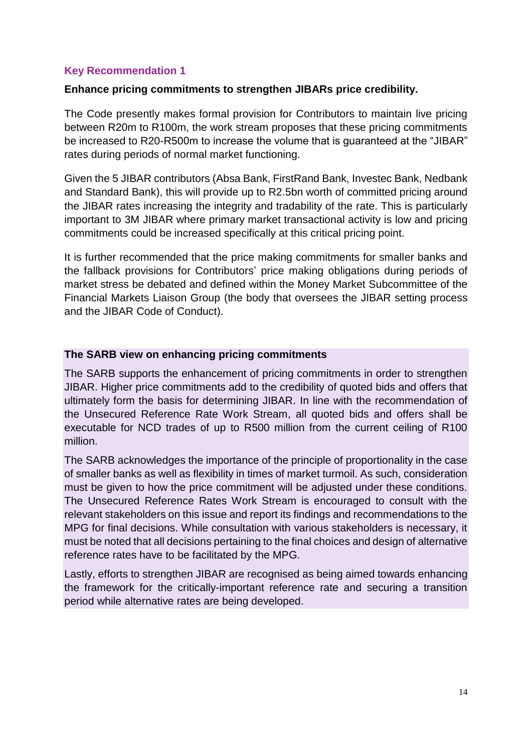### Key Recommendation 1

**Enhance pricing commitments to strengthen JIBARs price credibility.**

The Code presently makes formal provision for Contributors to maintain live pricing between R20m to R100m, the work stream proposes that these pricing commitments be increased to R20-R500m to increase the volume that is guaranteed at the "JIBAR" rates during periods of normal market functioning.

Given the 5 JIBAR contributors (Absa Bank, FirstRand Bank, Investec Bank, Nedbank and Standard Bank), this will provide up to R2.5bn worth of committed pricing around the JIBAR rates increasing the integrity and tradability of the rate. This is particularly important to 3M JIBAR where primary market transactional activity is low and pricing commitments could be increased specifically at this critical pricing point.

It is further recommended that the price making commitments for smaller banks and the fallback provisions for Contributors' price making obligations during periods of market stress be debated and defined within the Money Market Subcommittee of the Financial Markets Liaison Group (the body that oversees the JIBAR setting process and the JIBAR Code of Conduct).

**The SARB view on enhancing pricing commitments**

The SARB supports the enhancement of pricing commitments in order to strengthen JIBAR. Higher price commitments add to the credibility of quoted bids and offers that ultimately form the basis for determining JIBAR. In line with the recommendation of the Unsecured Reference Rate Work Stream, all quoted bids and offers shall be executable for NCD trades of up to R500 million from the current ceiling of R100 million.

The SARB acknowledges the importance of the principle of proportionality in the case of smaller banks as well as flexibility in times of market turmoil. As such, consideration must be given to how the price commitment will be adjusted under these conditions. The Unsecured Reference Rates Work Stream is encouraged to consult with the relevant stakeholders on this issue and report its findings and recommendations to the MPG for final decisions. While consultation with various stakeholders is necessary, it must be noted that all decisions pertaining to the final choices and design of alternative reference rates have to be facilitated by the MPG.

Lastly, efforts to strengthen JIBAR are recognised as being aimed towards enhancing the framework for the critically-important reference rate and securing a transition period while alternative rates are being developed.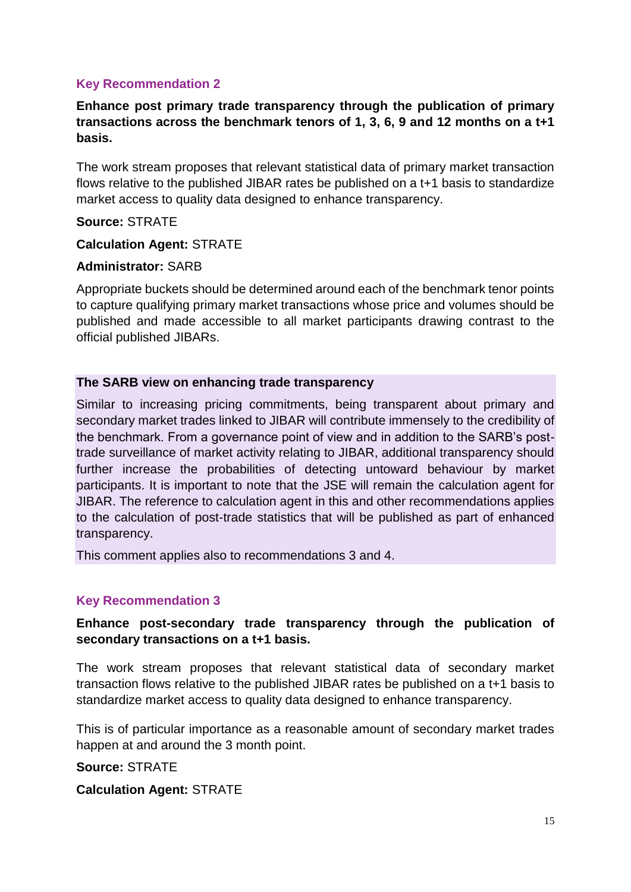### Key Recommendation 2

**Enhance post primary trade transparency through the publication of primary transactions across the benchmark tenors of 1, 3, 6, 9 and 12 months on a t+1 basis.**

The work stream proposes that relevant statistical data of primary market transaction flows relative to the published JIBAR rates be published on a t+1 basis to standardize market access to quality data designed to enhance transparency.

**Source:** STRATE

**Calculation Agent:** STRATE

**Administrator:** SARB

Appropriate buckets should be determined around each of the benchmark tenor points to capture qualifying primary market transactions whose price and volumes should be published and made accessible to all market participants drawing contrast to the official published JIBARs.

**The SARB view on enhancing trade transparency**

Similar to increasing pricing commitments, being transparent about primary and secondary market trades linked to JIBAR will contribute immensely to the credibility of the benchmark. From a governance point of view and in addition to the SARB's post-trade surveillance of market activity relating to JIBAR, additional transparency should further increase the probabilities of detecting untoward behaviour by market participants. It is important to note that the JSE will remain the calculation agent for JIBAR. The reference to calculation agent in this and other recommendations applies to the calculation of post-trade statistics that will be published as part of enhanced transparency.

This comment applies also to recommendations 3 and 4.

### Key Recommendation 3

**Enhance post-secondary trade transparency through the publication of secondary transactions on a t+1 basis.**

The work stream proposes that relevant statistical data of secondary market transaction flows relative to the published JIBAR rates be published on a t+1 basis to standardize market access to quality data designed to enhance transparency.

This is of particular importance as a reasonable amount of secondary market trades happen at and around the 3 month point.

**Source:** STRATE

**Calculation Agent:** STRATE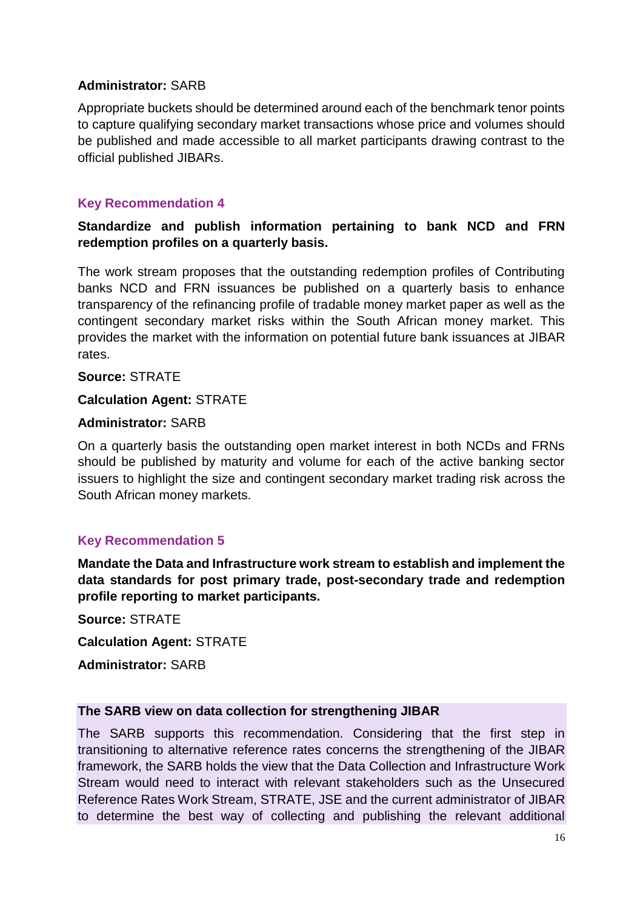**Administrator:** SARB

Appropriate buckets should be determined around each of the benchmark tenor points to capture qualifying secondary market transactions whose price and volumes should be published and made accessible to all market participants drawing contrast to the official published JIBARs.

### Key Recommendation 4

**Standardize and publish information pertaining to bank NCD and FRN redemption profiles on a quarterly basis.**

The work stream proposes that the outstanding redemption profiles of Contributing banks NCD and FRN issuances be published on a quarterly basis to enhance transparency of the refinancing profile of tradable money market paper as well as the contingent secondary market risks within the South African money market. This provides the market with the information on potential future bank issuances at JIBAR rates.

**Source:** STRATE

**Calculation Agent:** STRATE

**Administrator:** SARB

On a quarterly basis the outstanding open market interest in both NCDs and FRNs should be published by maturity and volume for each of the active banking sector issuers to highlight the size and contingent secondary market trading risk across the South African money markets.

### Key Recommendation 5

**Mandate the Data and Infrastructure work stream to establish and implement the data standards for post primary trade, post-secondary trade and redemption profile reporting to market participants.**

**Source:** STRATE

**Calculation Agent:** STRATE

**Administrator:** SARB

**The SARB view on data collection for strengthening JIBAR**

The SARB supports this recommendation. Considering that the first step in transitioning to alternative reference rates concerns the strengthening of the JIBAR framework, the SARB holds the view that the Data Collection and Infrastructure Work Stream would need to interact with relevant stakeholders such as the Unsecured Reference Rates Work Stream, STRATE, JSE and the current administrator of JIBAR to determine the best way of collecting and publishing the relevant additional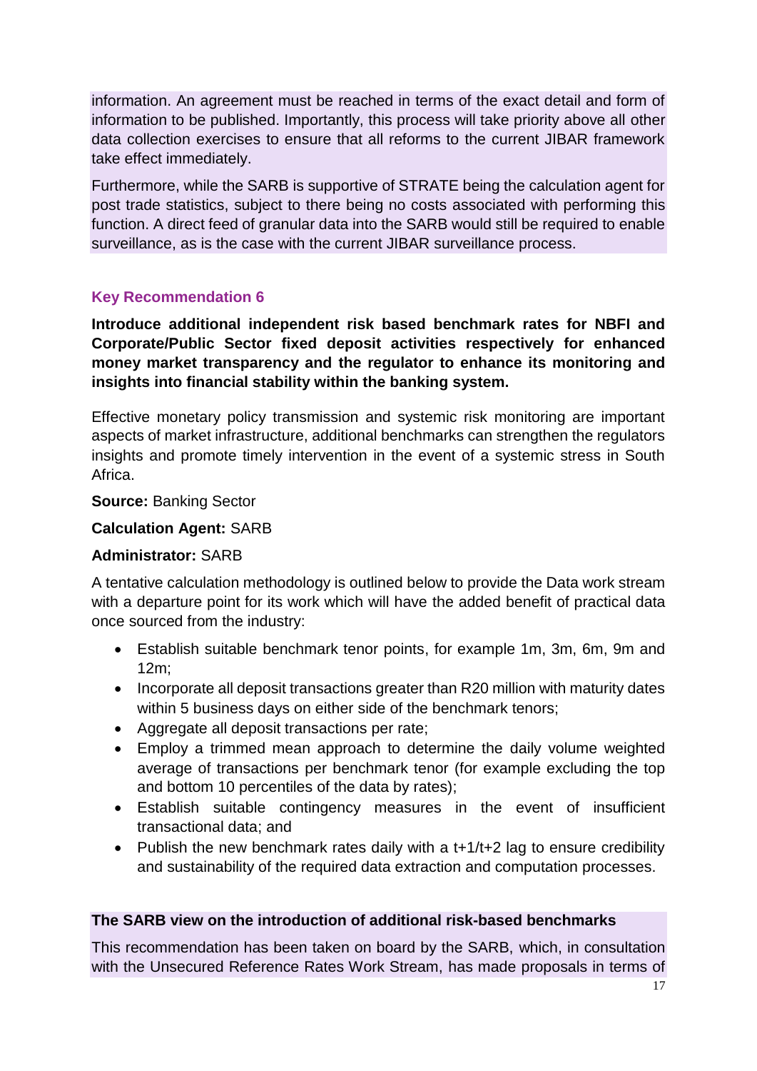information. An agreement must be reached in terms of the exact detail and form of information to be published. Importantly, this process will take priority above all other data collection exercises to ensure that all reforms to the current JIBAR framework take effect immediately.

Furthermore, while the SARB is supportive of STRATE being the calculation agent for post trade statistics, subject to there being no costs associated with performing this function. A direct feed of granular data into the SARB would still be required to enable surveillance, as is the case with the current JIBAR surveillance process.

### Key Recommendation 6

**Introduce additional independent risk based benchmark rates for NBFI and Corporate/Public Sector fixed deposit activities respectively for enhanced money market transparency and the regulator to enhance its monitoring and insights into financial stability within the banking system.**

Effective monetary policy transmission and systemic risk monitoring are important aspects of market infrastructure, additional benchmarks can strengthen the regulators insights and promote timely intervention in the event of a systemic stress in South Africa.

**Source:** Banking Sector

**Calculation Agent:** SARB

**Administrator:** SARB

A tentative calculation methodology is outlined below to provide the Data work stream with a departure point for its work which will have the added benefit of practical data once sourced from the industry:

- Establish suitable benchmark tenor points, for example 1m, 3m, 6m, 9m and 12m;
- Incorporate all deposit transactions greater than R20 million with maturity dates within 5 business days on either side of the benchmark tenors;
- Aggregate all deposit transactions per rate;
- Employ a trimmed mean approach to determine the daily volume weighted average of transactions per benchmark tenor (for example excluding the top and bottom 10 percentiles of the data by rates);
- Establish suitable contingency measures in the event of insufficient transactional data; and
- Publish the new benchmark rates daily with a t+1/t+2 lag to ensure credibility and sustainability of the required data extraction and computation processes.

**The SARB view on the introduction of additional risk-based benchmarks**

This recommendation has been taken on board by the SARB, which, in consultation with the Unsecured Reference Rates Work Stream, has made proposals in terms of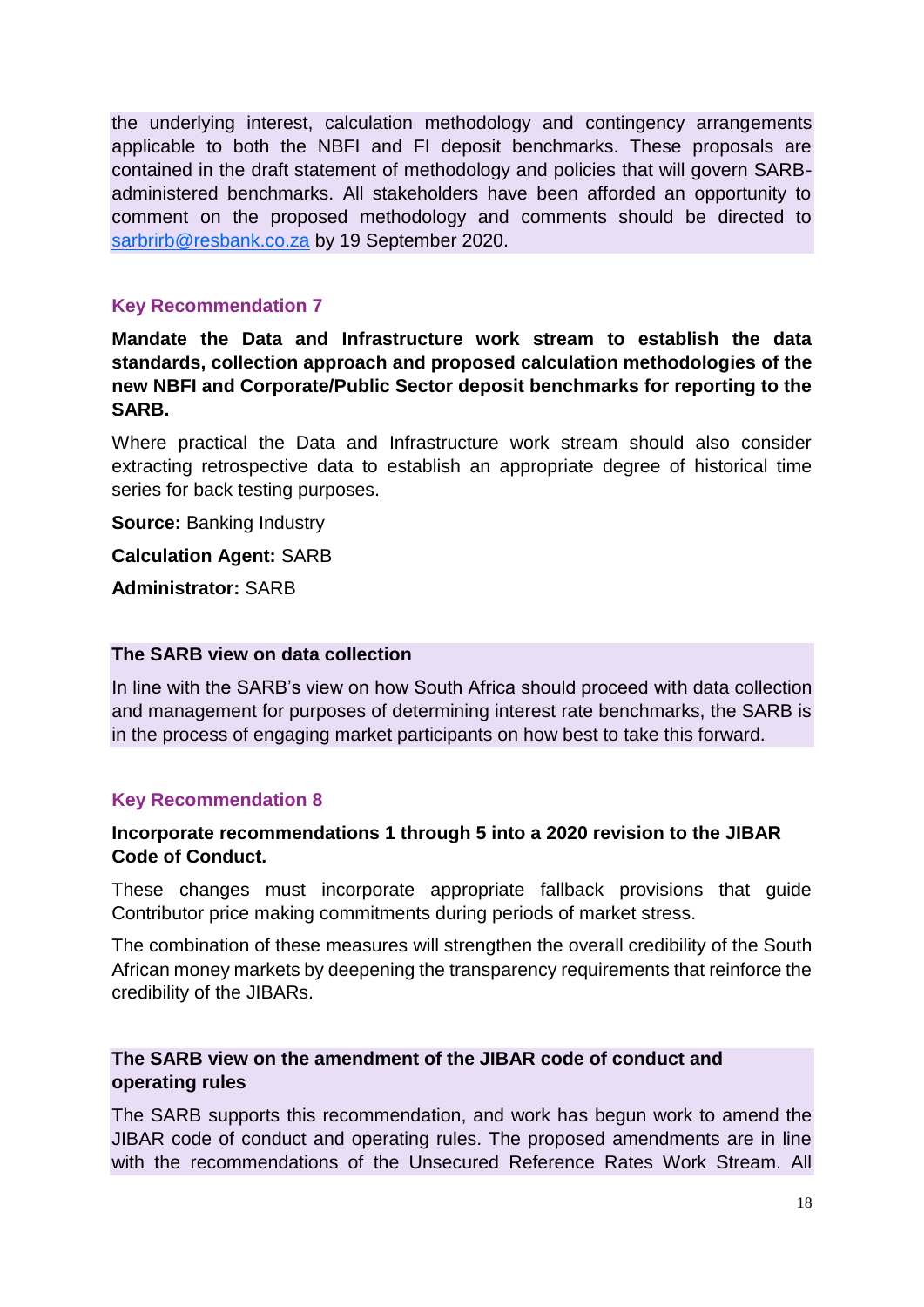the underlying interest, calculation methodology and contingency arrangements applicable to both the NBFI and FI deposit benchmarks. These proposals are contained in the draft statement of methodology and policies that will govern SARB-administered benchmarks. All stakeholders have been afforded an opportunity to comment on the proposed methodology and comments should be directed to sarbrirb@resbank.co.za by 19 September 2020.

### Key Recommendation 7

**Mandate the Data and Infrastructure work stream to establish the data standards, collection approach and proposed calculation methodologies of the new NBFI and Corporate/Public Sector deposit benchmarks for reporting to the SARB.**

Where practical the Data and Infrastructure work stream should also consider extracting retrospective data to establish an appropriate degree of historical time series for back testing purposes.

**Source:** Banking Industry

**Calculation Agent:** SARB

**Administrator:** SARB

**The SARB view on data collection**

In line with the SARB's view on how South Africa should proceed with data collection and management for purposes of determining interest rate benchmarks, the SARB is in the process of engaging market participants on how best to take this forward.

### Key Recommendation 8

**Incorporate recommendations 1 through 5 into a 2020 revision to the JIBAR Code of Conduct.**

These changes must incorporate appropriate fallback provisions that guide Contributor price making commitments during periods of market stress.

The combination of these measures will strengthen the overall credibility of the South African money markets by deepening the transparency requirements that reinforce the credibility of the JIBARs.

**The SARB view on the amendment of the JIBAR code of conduct and operating rules**

The SARB supports this recommendation, and work has begun work to amend the JIBAR code of conduct and operating rules. The proposed amendments are in line with the recommendations of the Unsecured Reference Rates Work Stream. All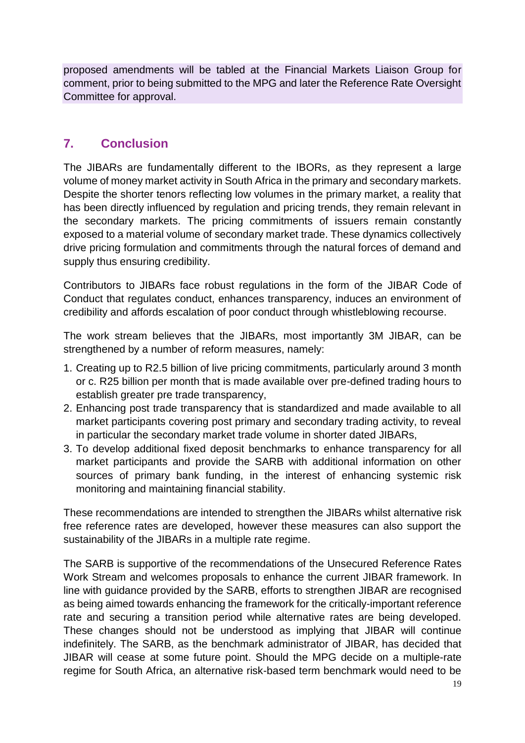proposed amendments will be tabled at the Financial Markets Liaison Group for comment, prior to being submitted to the MPG and later the Reference Rate Oversight Committee for approval.

## 7. Conclusion

The JIBARs are fundamentally different to the IBORs, as they represent a large volume of money market activity in South Africa in the primary and secondary markets. Despite the shorter tenors reflecting low volumes in the primary market, a reality that has been directly influenced by regulation and pricing trends, they remain relevant in the secondary markets. The pricing commitments of issuers remain constantly exposed to a material volume of secondary market trade. These dynamics collectively drive pricing formulation and commitments through the natural forces of demand and supply thus ensuring credibility.

Contributors to JIBARs face robust regulations in the form of the JIBAR Code of Conduct that regulates conduct, enhances transparency, induces an environment of credibility and affords escalation of poor conduct through whistleblowing recourse.

The work stream believes that the JIBARs, most importantly 3M JIBAR, can be strengthened by a number of reform measures, namely:

1. Creating up to R2.5 billion of live pricing commitments, particularly around 3 month or c. R25 billion per month that is made available over pre-defined trading hours to establish greater pre trade transparency,
2. Enhancing post trade transparency that is standardized and made available to all market participants covering post primary and secondary trading activity, to reveal in particular the secondary market trade volume in shorter dated JIBARs,
3. To develop additional fixed deposit benchmarks to enhance transparency for all market participants and provide the SARB with additional information on other sources of primary bank funding, in the interest of enhancing systemic risk monitoring and maintaining financial stability.

These recommendations are intended to strengthen the JIBARs whilst alternative risk free reference rates are developed, however these measures can also support the sustainability of the JIBARs in a multiple rate regime.

The SARB is supportive of the recommendations of the Unsecured Reference Rates Work Stream and welcomes proposals to enhance the current JIBAR framework. In line with guidance provided by the SARB, efforts to strengthen JIBAR are recognised as being aimed towards enhancing the framework for the critically-important reference rate and securing a transition period while alternative rates are being developed. These changes should not be understood as implying that JIBAR will continue indefinitely. The SARB, as the benchmark administrator of JIBAR, has decided that JIBAR will cease at some future point. Should the MPG decide on a multiple-rate regime for South Africa, an alternative risk-based term benchmark would need to be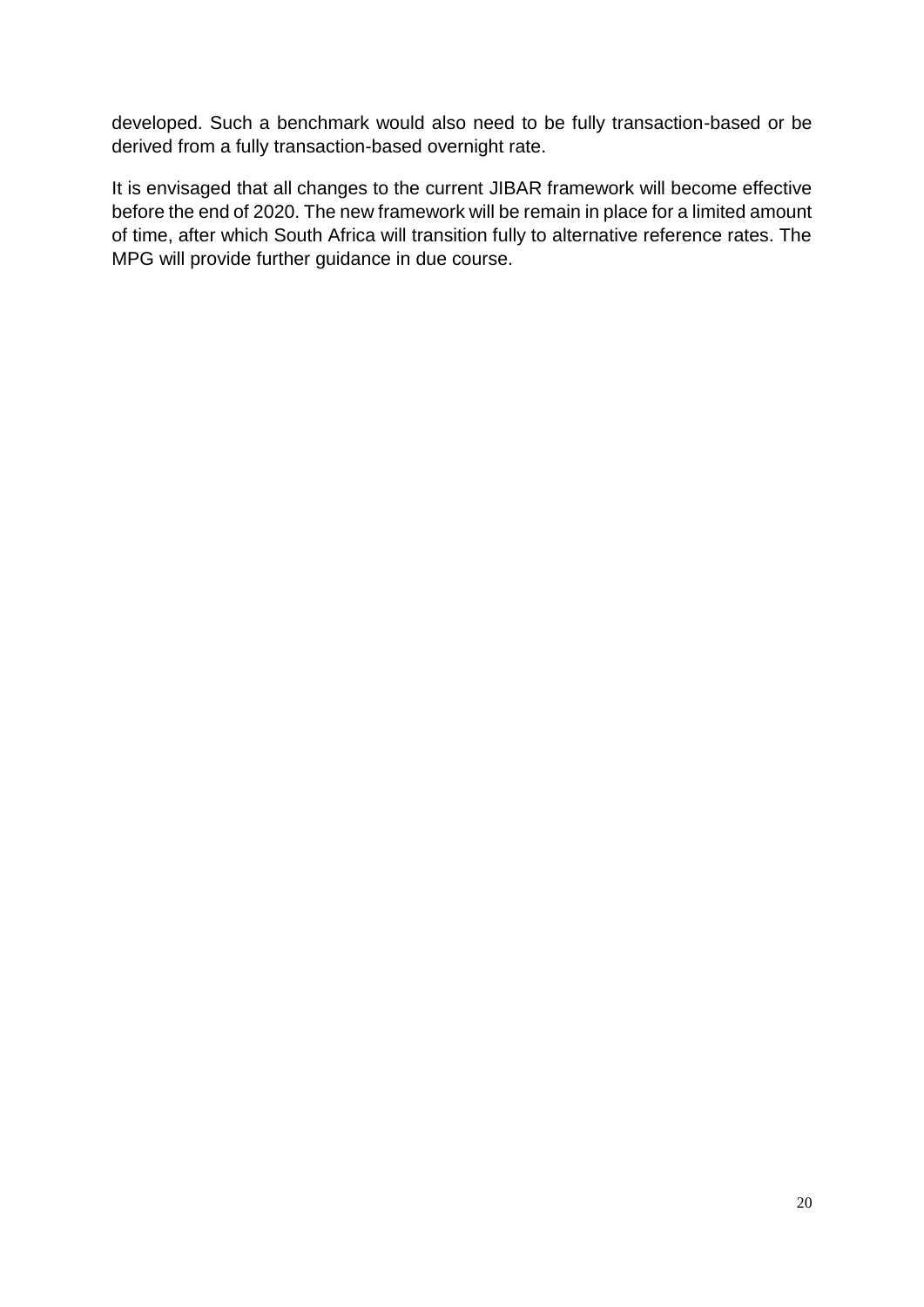developed. Such a benchmark would also need to be fully transaction-based or be derived from a fully transaction-based overnight rate.

It is envisaged that all changes to the current JIBAR framework will become effective before the end of 2020. The new framework will be remain in place for a limited amount of time, after which South Africa will transition fully to alternative reference rates. The MPG will provide further guidance in due course.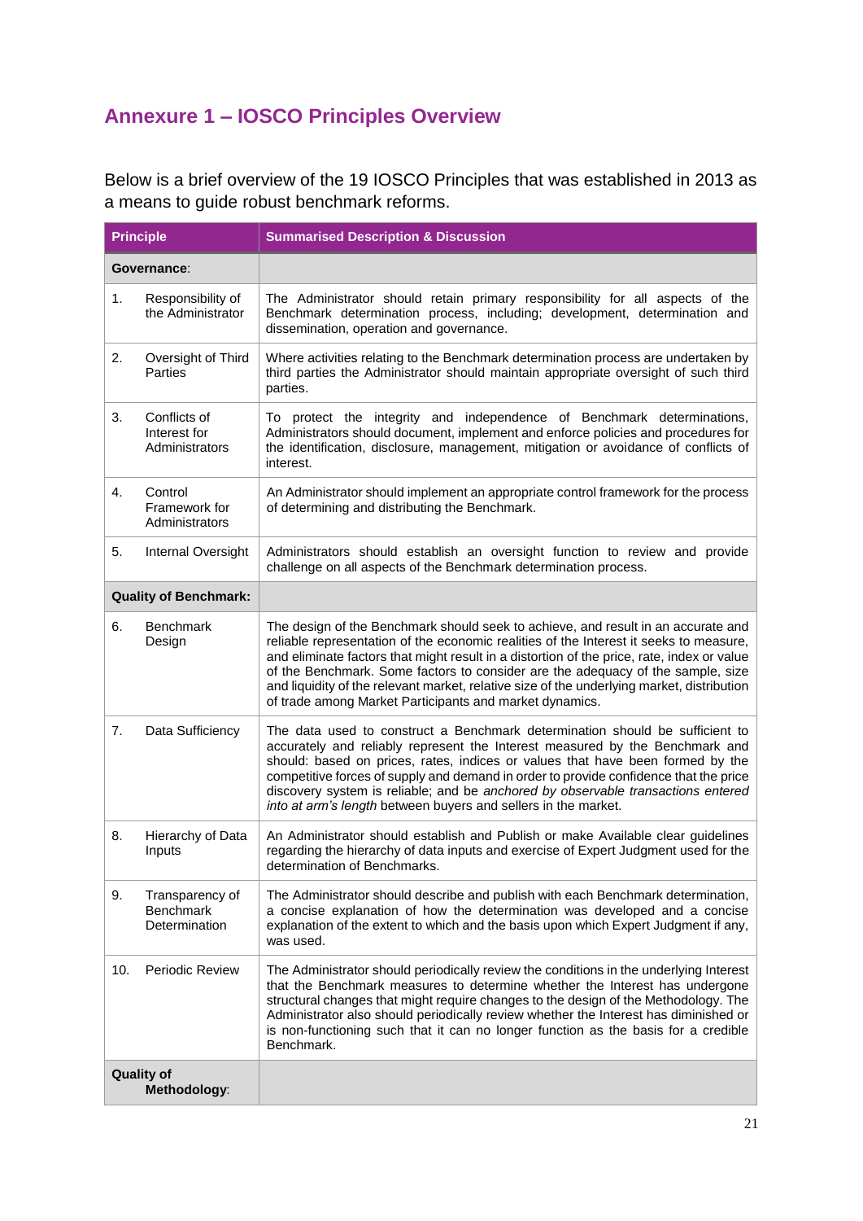# Annexure 1 – IOSCO Principles Overview

Below is a brief overview of the 19 IOSCO Principles that was established in 2013 as a means to guide robust benchmark reforms.

| Principle | Summarised Description & Discussion |
|---|---|
| **Governance**: | |
| 1. Responsibility of the Administrator | The Administrator should retain primary responsibility for all aspects of the Benchmark determination process, including; development, determination and dissemination, operation and governance. |
| 2. Oversight of Third Parties | Where activities relating to the Benchmark determination process are undertaken by third parties the Administrator should maintain appropriate oversight of such third parties. |
| 3. Conflicts of Interest for Administrators | To protect the integrity and independence of Benchmark determinations, Administrators should document, implement and enforce policies and procedures for the identification, disclosure, management, mitigation or avoidance of conflicts of interest. |
| 4. Control Framework for Administrators | An Administrator should implement an appropriate control framework for the process of determining and distributing the Benchmark. |
| 5. Internal Oversight | Administrators should establish an oversight function to review and provide challenge on all aspects of the Benchmark determination process. |
| **Quality of Benchmark:** | |
| 6. Benchmark Design | The design of the Benchmark should seek to achieve, and result in an accurate and reliable representation of the economic realities of the Interest it seeks to measure, and eliminate factors that might result in a distortion of the price, rate, index or value of the Benchmark. Some factors to consider are the adequacy of the sample, size and liquidity of the relevant market, relative size of the underlying market, distribution of trade among Market Participants and market dynamics. |
| 7. Data Sufficiency | The data used to construct a Benchmark determination should be sufficient to accurately and reliably represent the Interest measured by the Benchmark and should: based on prices, rates, indices or values that have been formed by the competitive forces of supply and demand in order to provide confidence that the price discovery system is reliable; and be *anchored by observable transactions entered into at arm's length* between buyers and sellers in the market. |
| 8. Hierarchy of Data Inputs | An Administrator should establish and Publish or make Available clear guidelines regarding the hierarchy of data inputs and exercise of Expert Judgment used for the determination of Benchmarks. |
| 9. Transparency of Benchmark Determination | The Administrator should describe and publish with each Benchmark determination, a concise explanation of how the determination was developed and a concise explanation of the extent to which and the basis upon which Expert Judgment if any, was used. |
| 10. Periodic Review | The Administrator should periodically review the conditions in the underlying Interest that the Benchmark measures to determine whether the Interest has undergone structural changes that might require changes to the design of the Methodology. The Administrator also should periodically review whether the Interest has diminished or is non-functioning such that it can no longer function as the basis for a credible Benchmark. |
| **Quality of Methodology**: | |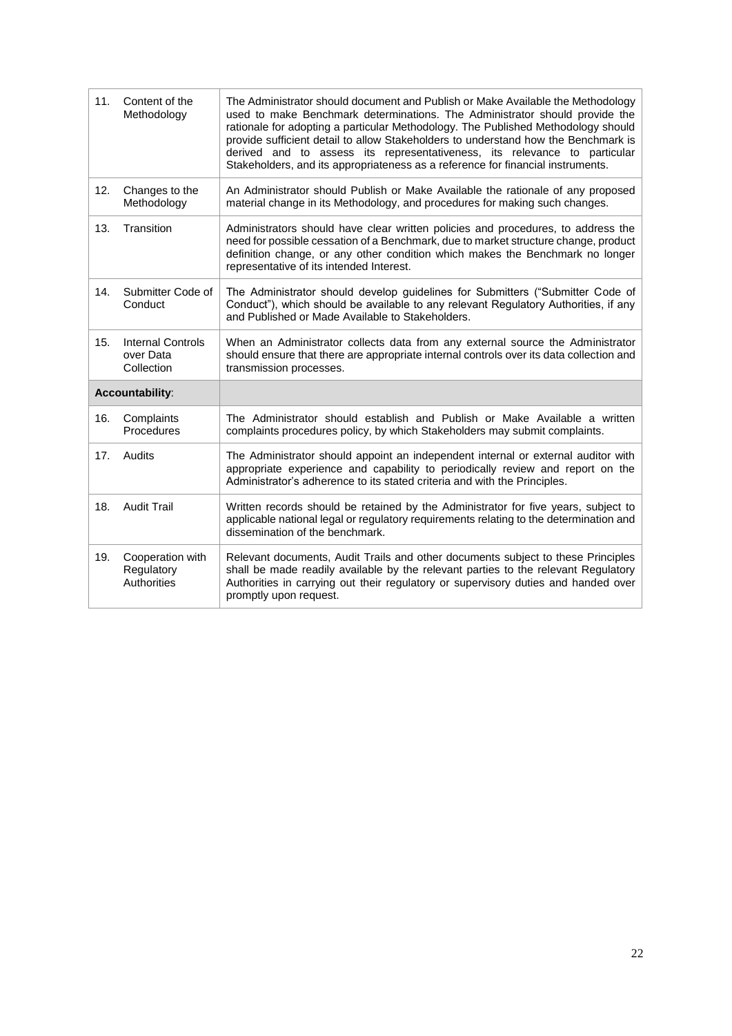| | | |
|---|---|---|
| 11. | Content of the Methodology | The Administrator should document and Publish or Make Available the Methodology used to make Benchmark determinations. The Administrator should provide the rationale for adopting a particular Methodology. The Published Methodology should provide sufficient detail to allow Stakeholders to understand how the Benchmark is derived and to assess its representativeness, its relevance to particular Stakeholders, and its appropriateness as a reference for financial instruments. |
| 12. | Changes to the Methodology | An Administrator should Publish or Make Available the rationale of any proposed material change in its Methodology, and procedures for making such changes. |
| 13. | Transition | Administrators should have clear written policies and procedures, to address the need for possible cessation of a Benchmark, due to market structure change, product definition change, or any other condition which makes the Benchmark no longer representative of its intended Interest. |
| 14. | Submitter Code of Conduct | The Administrator should develop guidelines for Submitters ("Submitter Code of Conduct"), which should be available to any relevant Regulatory Authorities, if any and Published or Made Available to Stakeholders. |
| 15. | Internal Controls over Data Collection | When an Administrator collects data from any external source the Administrator should ensure that there are appropriate internal controls over its data collection and transmission processes. |
| **Accountability**: | | |
| 16. | Complaints Procedures | The Administrator should establish and Publish or Make Available a written complaints procedures policy, by which Stakeholders may submit complaints. |
| 17. | Audits | The Administrator should appoint an independent internal or external auditor with appropriate experience and capability to periodically review and report on the Administrator's adherence to its stated criteria and with the Principles. |
| 18. | Audit Trail | Written records should be retained by the Administrator for five years, subject to applicable national legal or regulatory requirements relating to the determination and dissemination of the benchmark. |
| 19. | Cooperation with Regulatory Authorities | Relevant documents, Audit Trails and other documents subject to these Principles shall be made readily available by the relevant parties to the relevant Regulatory Authorities in carrying out their regulatory or supervisory duties and handed over promptly upon request. |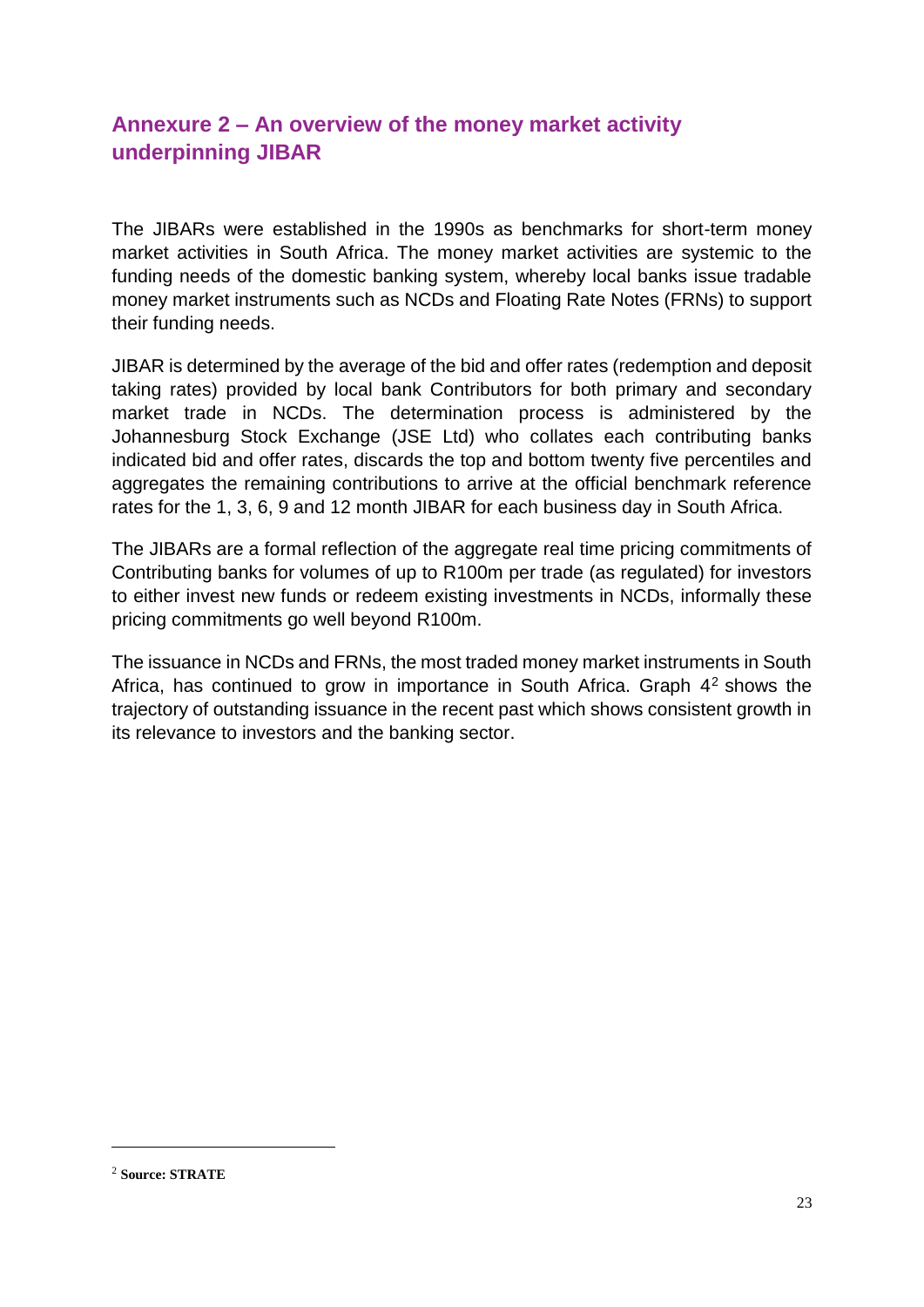## Annexure 2 – An overview of the money market activity underpinning JIBAR

The JIBARs were established in the 1990s as benchmarks for short-term money market activities in South Africa. The money market activities are systemic to the funding needs of the domestic banking system, whereby local banks issue tradable money market instruments such as NCDs and Floating Rate Notes (FRNs) to support their funding needs.

JIBAR is determined by the average of the bid and offer rates (redemption and deposit taking rates) provided by local bank Contributors for both primary and secondary market trade in NCDs. The determination process is administered by the Johannesburg Stock Exchange (JSE Ltd) who collates each contributing banks indicated bid and offer rates, discards the top and bottom twenty five percentiles and aggregates the remaining contributions to arrive at the official benchmark reference rates for the 1, 3, 6, 9 and 12 month JIBAR for each business day in South Africa.

The JIBARs are a formal reflection of the aggregate real time pricing commitments of Contributing banks for volumes of up to R100m per trade (as regulated) for investors to either invest new funds or redeem existing investments in NCDs, informally these pricing commitments go well beyond R100m.

The issuance in NCDs and FRNs, the most traded money market instruments in South Africa, has continued to grow in importance in South Africa. Graph 4[2] shows the trajectory of outstanding issuance in the recent past which shows consistent growth in its relevance to investors and the banking sector.

[2] **Source: STRATE**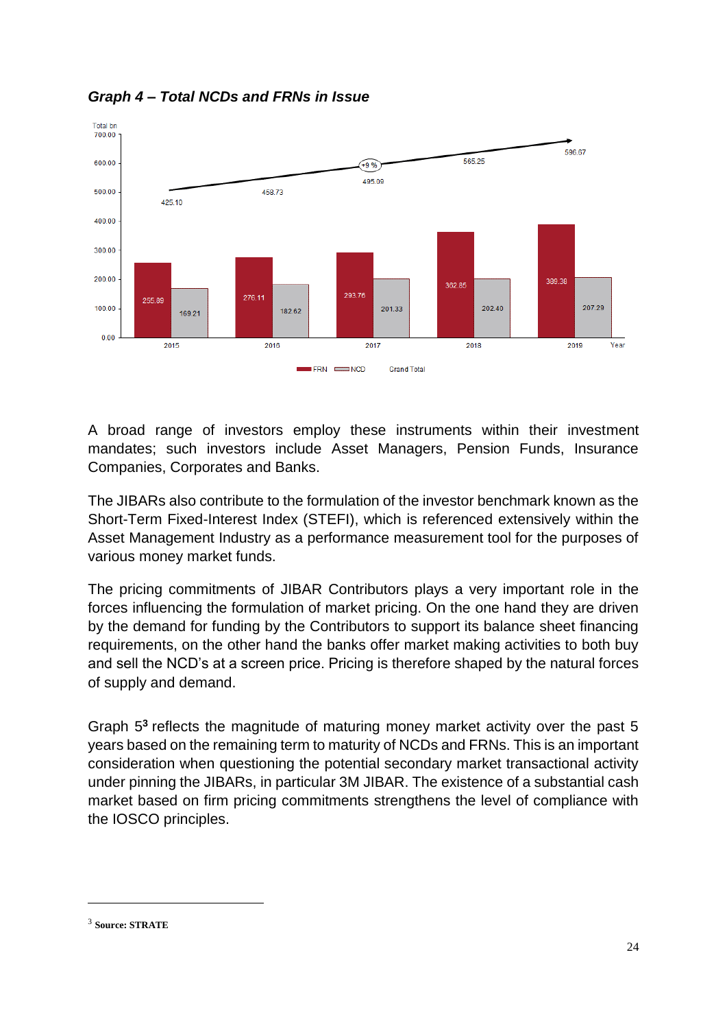***Graph 4 – Total NCDs and FRNs in Issue***

| Year | FRN | NCD | Grand Total |
|---|---|---|---|
| 2015 | 255.89 | 169.21 | 425.10 |
| 2016 | 276.11 | 182.62 | 458.73 |
| 2017 | 293.76 | 201.33 | 495.09 |
| 2018 | 362.85 | 202.40 | 565.25 |
| 2019 | 389.38 | 207.29 | 596.67 |

Total bn; +9 %

A broad range of investors employ these instruments within their investment mandates; such investors include Asset Managers, Pension Funds, Insurance Companies, Corporates and Banks.

The JIBARs also contribute to the formulation of the investor benchmark known as the Short-Term Fixed-Interest Index (STEFI), which is referenced extensively within the Asset Management Industry as a performance measurement tool for the purposes of various money market funds.

The pricing commitments of JIBAR Contributors plays a very important role in the forces influencing the formulation of market pricing. On the one hand they are driven by the demand for funding by the Contributors to support its balance sheet financing requirements, on the other hand the banks offer market making activities to both buy and sell the NCD's at a screen price. Pricing is therefore shaped by the natural forces of supply and demand.

Graph 5[3] reflects the magnitude of maturing money market activity over the past 5 years based on the remaining term to maturity of NCDs and FRNs. This is an important consideration when questioning the potential secondary market transactional activity under pinning the JIBARs, in particular 3M JIBAR. The existence of a substantial cash market based on firm pricing commitments strengthens the level of compliance with the IOSCO principles.

---

[3] **Source: STRATE**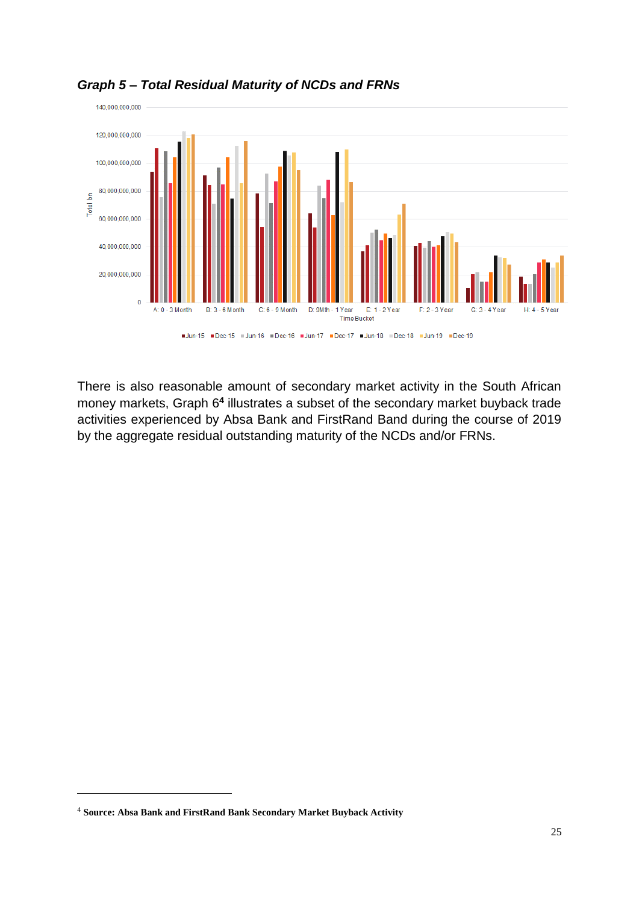***Graph 5 – Total Residual Maturity of NCDs and FRNs***

There is also reasonable amount of secondary market activity in the South African money markets, Graph 6[4] illustrates a subset of the secondary market buyback trade activities experienced by Absa Bank and FirstRand Band during the course of 2019 by the aggregate residual outstanding maturity of the NCDs and/or FRNs.

[4] **Source: Absa Bank and FirstRand Bank Secondary Market Buyback Activity**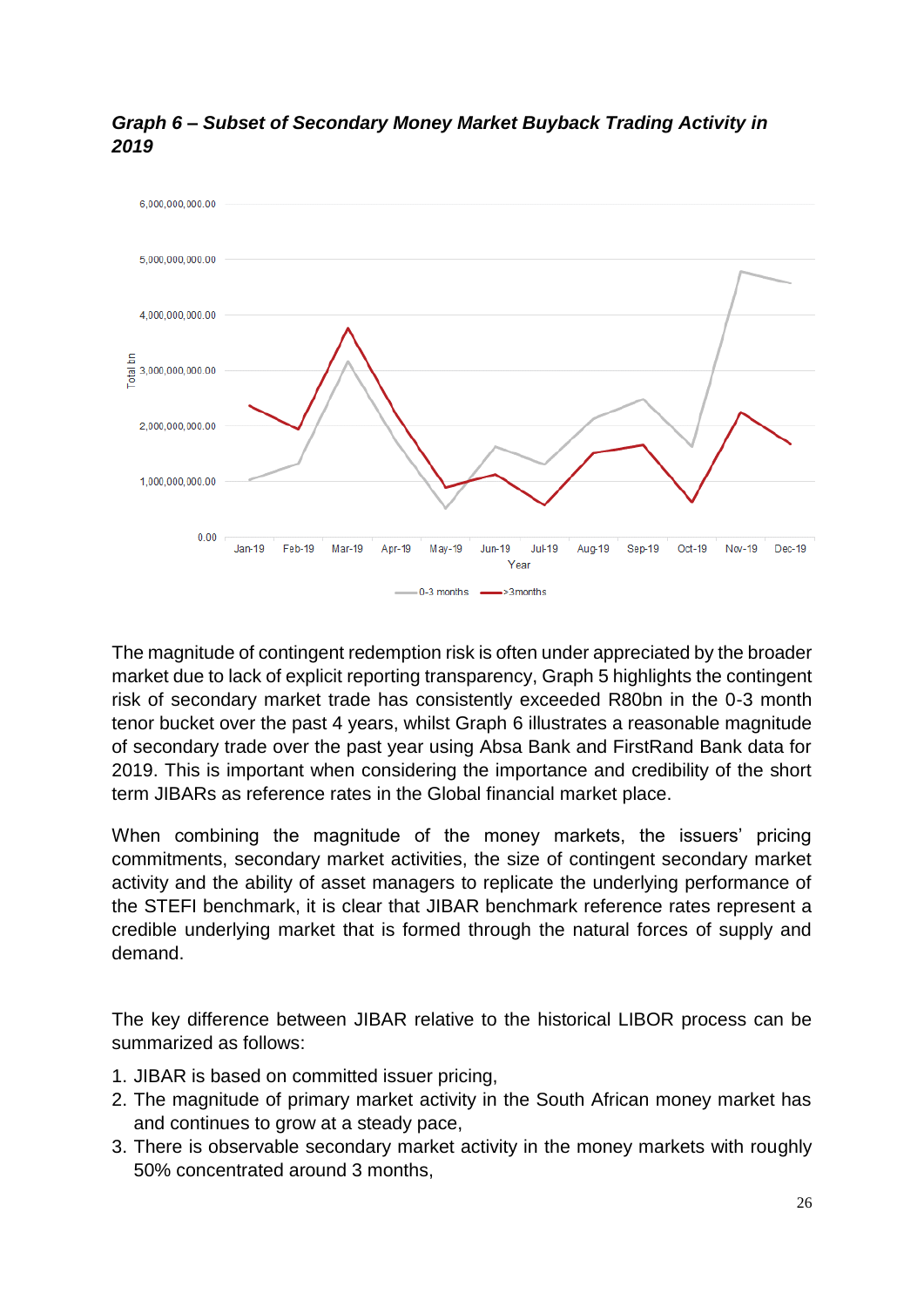***Graph 6 – Subset of Secondary Money Market Buyback Trading Activity in 2019***

The magnitude of contingent redemption risk is often under appreciated by the broader market due to lack of explicit reporting transparency, Graph 5 highlights the contingent risk of secondary market trade has consistently exceeded R80bn in the 0-3 month tenor bucket over the past 4 years, whilst Graph 6 illustrates a reasonable magnitude of secondary trade over the past year using Absa Bank and FirstRand Bank data for 2019. This is important when considering the importance and credibility of the short term JIBARs as reference rates in the Global financial market place.

When combining the magnitude of the money markets, the issuers' pricing commitments, secondary market activities, the size of contingent secondary market activity and the ability of asset managers to replicate the underlying performance of the STEFI benchmark, it is clear that JIBAR benchmark reference rates represent a credible underlying market that is formed through the natural forces of supply and demand.

The key difference between JIBAR relative to the historical LIBOR process can be summarized as follows:

1. JIBAR is based on committed issuer pricing,
2. The magnitude of primary market activity in the South African money market has and continues to grow at a steady pace,
3. There is observable secondary market activity in the money markets with roughly 50% concentrated around 3 months,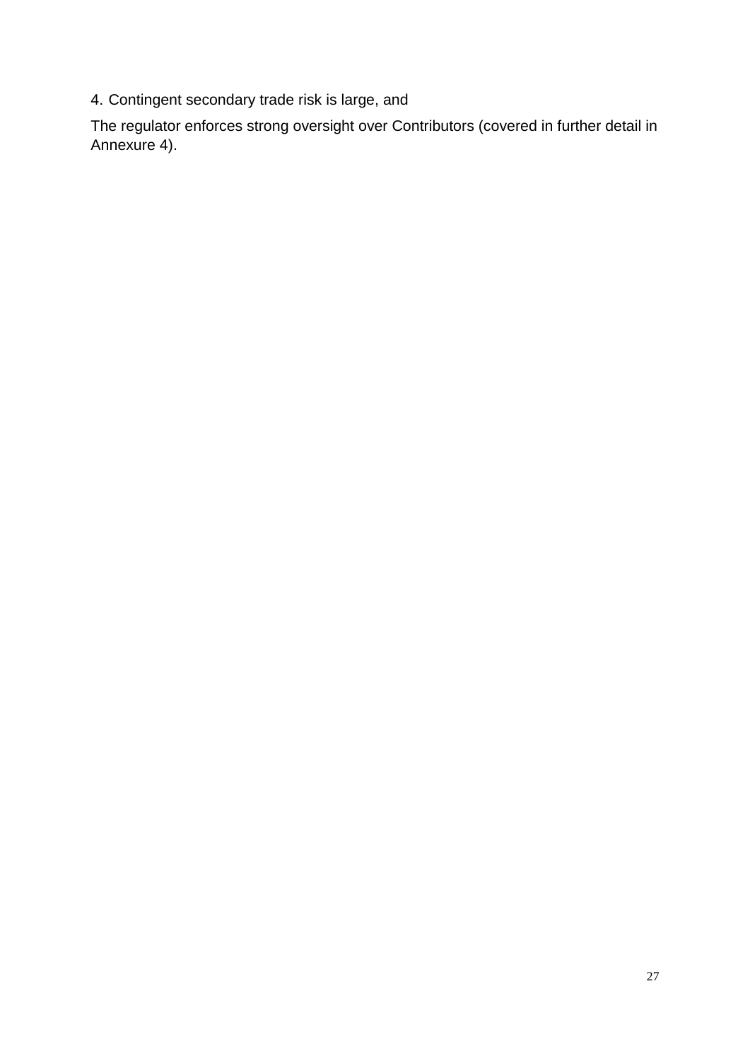4. Contingent secondary trade risk is large, and

The regulator enforces strong oversight over Contributors (covered in further detail in Annexure 4).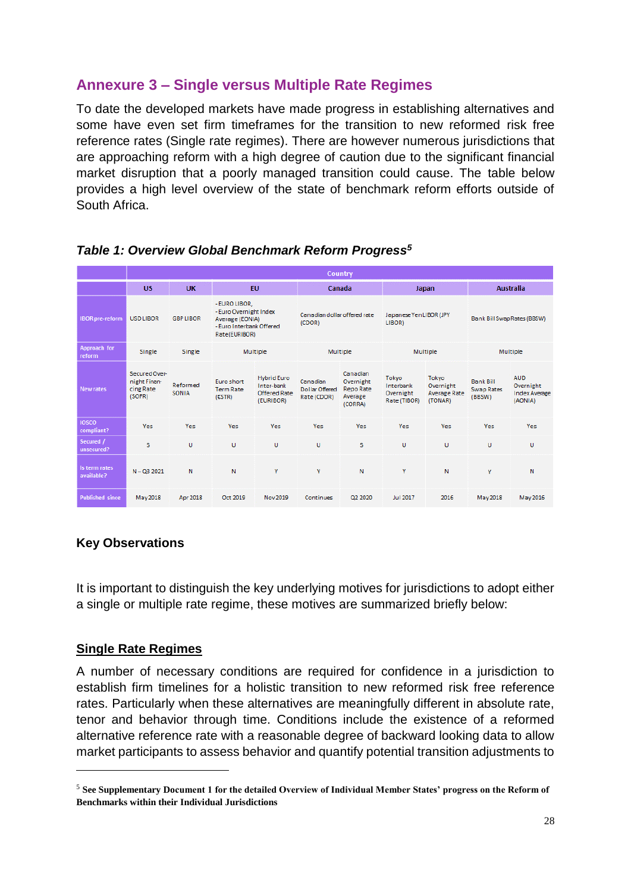## Annexure 3 – Single versus Multiple Rate Regimes

To date the developed markets have made progress in establishing alternatives and some have even set firm timeframes for the transition to new reformed risk free reference rates (Single rate regimes). There are however numerous jurisdictions that are approaching reform with a high degree of caution due to the significant financial market disruption that a poorly managed transition could cause. The table below provides a high level overview of the state of benchmark reform efforts outside of South Africa.

***Table 1: Overview Global Benchmark Reform Progress*[5]**

| | Country | | | | | | | | | |
|---|---|---|---|---|---|---|---|---|---|---|
| | US | UK | EU | | Canada | | Japan | | Australia | |
| IBOR pre-reform | USD LIBOR | GBP LIBOR | - EURO LIBOR,<br>- Euro Overnight Index Average (EONIA)<br>- Euro Interbank Offered Rate (EURIBOR) | | Canadian dollar offered rate (CDOR) | | Japanese Yen LIBOR (JPY LIBOR) | | Bank Bill Swap Rates (BBSW) | |
| Approach for reform | Single | Single | Multiple | | Multiple | | Multiple | | Multiple | |
| New rates | Secured Overnight Financing Rate (SOFR) | Reformed SONIA | Euro short Term Rate (ESTR) | Hybrid Euro Inter-bank Offered Rate (EURIBOR) | Canadian Dollar Offered Rate (CDOR) | Canadian Overnight Repo Rate Average (CORRA) | Tokyo Interbank Overnight Rate (TIBOR) | Tokyo Overnight Average Rate (TONAR) | Bank Bill Swap Rates (BBSW) | AUD Overnight Index Average (AONIA) |
| IOSCO compliant? | Yes | Yes | Yes | Yes | Yes | Yes | Yes | Yes | Yes | Yes |
| Secured / unsecured? | S | U | U | U | U | S | U | U | U | U |
| Is term rates available? | N – Q3 2021 | N | N | Y | Y | N | Y | N | Y | N |
| Published since | May 2018 | Apr 2018 | Oct 2019 | Nov 2019 | Continues | Q2 2020 | Jul 2017 | 2016 | May 2018 | May 2016 |

### Key Observations

It is important to distinguish the key underlying motives for jurisdictions to adopt either a single or multiple rate regime, these motives are summarized briefly below:

### Single Rate Regimes

A number of necessary conditions are required for confidence in a jurisdiction to establish firm timelines for a holistic transition to new reformed risk free reference rates. Particularly when these alternatives are meaningfully different in absolute rate, tenor and behavior through time. Conditions include the existence of a reformed alternative reference rate with a reasonable degree of backward looking data to allow market participants to assess behavior and quantify potential transition adjustments to

---

[5] **See Supplementary Document 1 for the detailed Overview of Individual Member States' progress on the Reform of Benchmarks within their Individual Jurisdictions**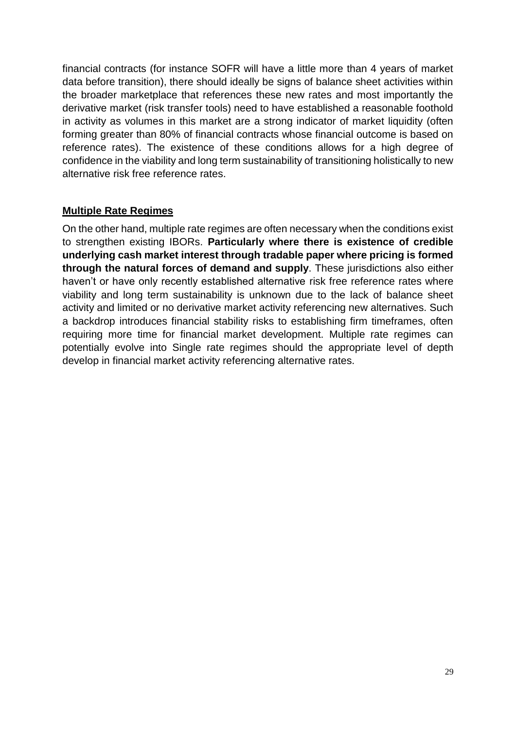financial contracts (for instance SOFR will have a little more than 4 years of market data before transition), there should ideally be signs of balance sheet activities within the broader marketplace that references these new rates and most importantly the derivative market (risk transfer tools) need to have established a reasonable foothold in activity as volumes in this market are a strong indicator of market liquidity (often forming greater than 80% of financial contracts whose financial outcome is based on reference rates). The existence of these conditions allows for a high degree of confidence in the viability and long term sustainability of transitioning holistically to new alternative risk free reference rates.

**Multiple Rate Regimes**

On the other hand, multiple rate regimes are often necessary when the conditions exist to strengthen existing IBORs. **Particularly where there is existence of credible underlying cash market interest through tradable paper where pricing is formed through the natural forces of demand and supply**. These jurisdictions also either haven't or have only recently established alternative risk free reference rates where viability and long term sustainability is unknown due to the lack of balance sheet activity and limited or no derivative market activity referencing new alternatives. Such a backdrop introduces financial stability risks to establishing firm timeframes, often requiring more time for financial market development. Multiple rate regimes can potentially evolve into Single rate regimes should the appropriate level of depth develop in financial market activity referencing alternative rates.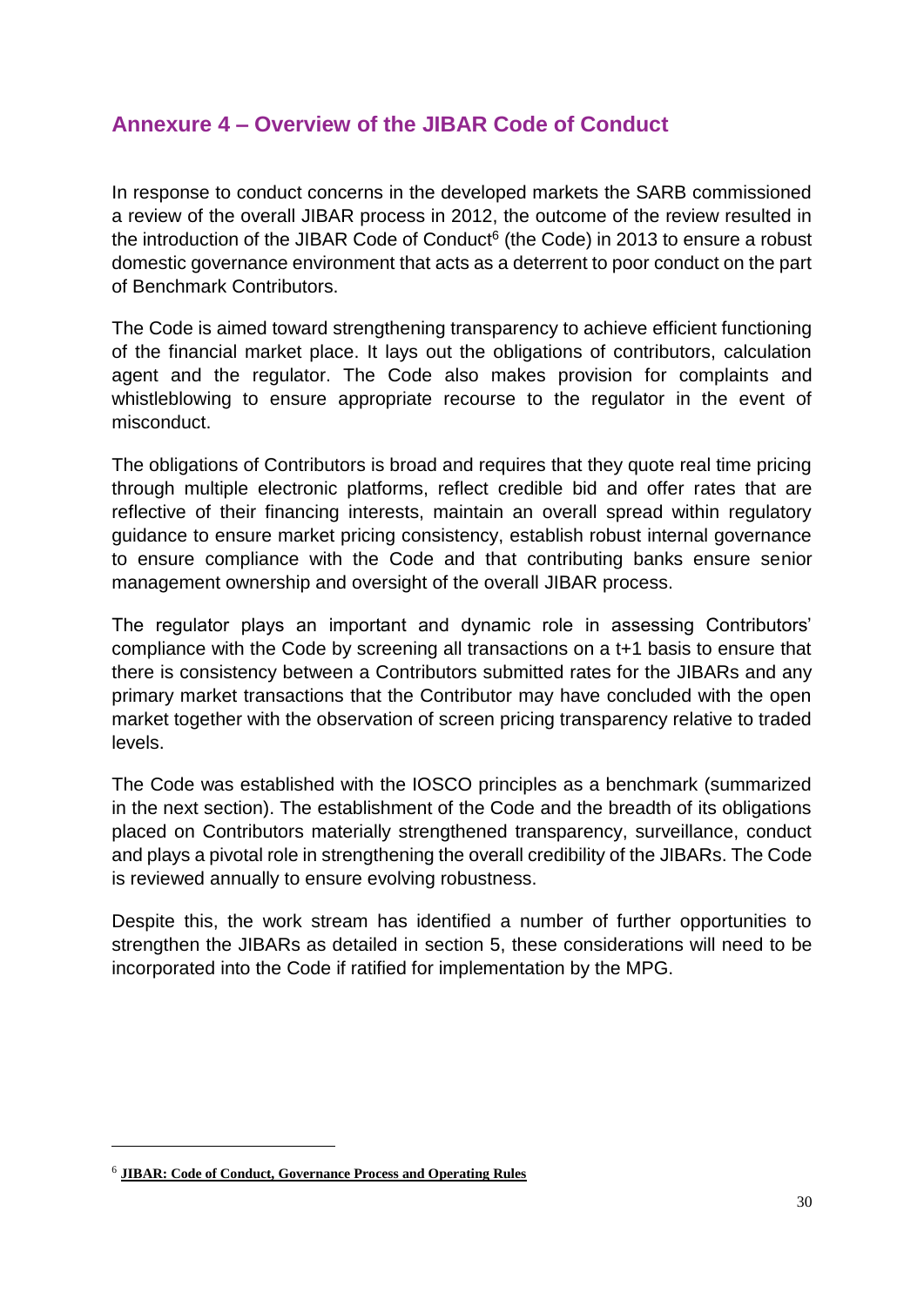## Annexure 4 – Overview of the JIBAR Code of Conduct

In response to conduct concerns in the developed markets the SARB commissioned a review of the overall JIBAR process in 2012, the outcome of the review resulted in the introduction of the JIBAR Code of Conduct[6] (the Code) in 2013 to ensure a robust domestic governance environment that acts as a deterrent to poor conduct on the part of Benchmark Contributors.

The Code is aimed toward strengthening transparency to achieve efficient functioning of the financial market place. It lays out the obligations of contributors, calculation agent and the regulator. The Code also makes provision for complaints and whistleblowing to ensure appropriate recourse to the regulator in the event of misconduct.

The obligations of Contributors is broad and requires that they quote real time pricing through multiple electronic platforms, reflect credible bid and offer rates that are reflective of their financing interests, maintain an overall spread within regulatory guidance to ensure market pricing consistency, establish robust internal governance to ensure compliance with the Code and that contributing banks ensure senior management ownership and oversight of the overall JIBAR process.

The regulator plays an important and dynamic role in assessing Contributors' compliance with the Code by screening all transactions on a t+1 basis to ensure that there is consistency between a Contributors submitted rates for the JIBARs and any primary market transactions that the Contributor may have concluded with the open market together with the observation of screen pricing transparency relative to traded levels.

The Code was established with the IOSCO principles as a benchmark (summarized in the next section). The establishment of the Code and the breadth of its obligations placed on Contributors materially strengthened transparency, surveillance, conduct and plays a pivotal role in strengthening the overall credibility of the JIBARs. The Code is reviewed annually to ensure evolving robustness.

Despite this, the work stream has identified a number of further opportunities to strengthen the JIBARs as detailed in section 5, these considerations will need to be incorporated into the Code if ratified for implementation by the MPG.

---

[6] **JIBAR: Code of Conduct, Governance Process and Operating Rules**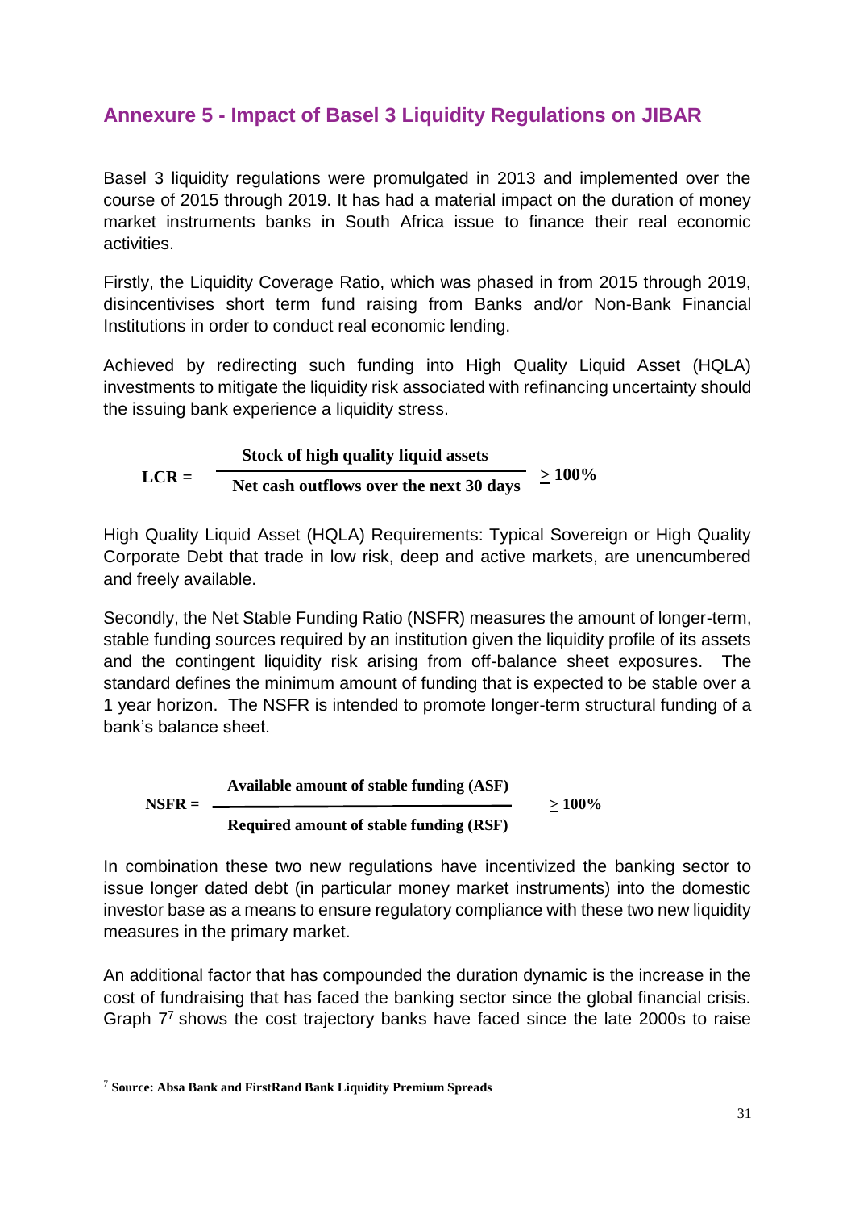## Annexure 5 - Impact of Basel 3 Liquidity Regulations on JIBAR

Basel 3 liquidity regulations were promulgated in 2013 and implemented over the course of 2015 through 2019. It has had a material impact on the duration of money market instruments banks in South Africa issue to finance their real economic activities.

Firstly, the Liquidity Coverage Ratio, which was phased in from 2015 through 2019, disincentivises short term fund raising from Banks and/or Non-Bank Financial Institutions in order to conduct real economic lending.

Achieved by redirecting such funding into High Quality Liquid Asset (HQLA) investments to mitigate the liquidity risk associated with refinancing uncertainty should the issuing bank experience a liquidity stress.

$$\textbf{LCR} = \frac{\textbf{Stock of high quality liquid assets}}{\textbf{Net cash outflows over the next 30 days}} \geq \textbf{100\%}$$

High Quality Liquid Asset (HQLA) Requirements: Typical Sovereign or High Quality Corporate Debt that trade in low risk, deep and active markets, are unencumbered and freely available.

Secondly, the Net Stable Funding Ratio (NSFR) measures the amount of longer-term, stable funding sources required by an institution given the liquidity profile of its assets and the contingent liquidity risk arising from off-balance sheet exposures. The standard defines the minimum amount of funding that is expected to be stable over a 1 year horizon. The NSFR is intended to promote longer-term structural funding of a bank's balance sheet.

$$\textbf{NSFR} = \frac{\textbf{Available amount of stable funding (ASF)}}{\textbf{Required amount of stable funding (RSF)}} \geq \textbf{100\%}$$

In combination these two new regulations have incentivized the banking sector to issue longer dated debt (in particular money market instruments) into the domestic investor base as a means to ensure regulatory compliance with these two new liquidity measures in the primary market.

An additional factor that has compounded the duration dynamic is the increase in the cost of fundraising that has faced the banking sector since the global financial crisis. Graph 7[7] shows the cost trajectory banks have faced since the late 2000s to raise

[7] **Source: Absa Bank and FirstRand Bank Liquidity Premium Spreads**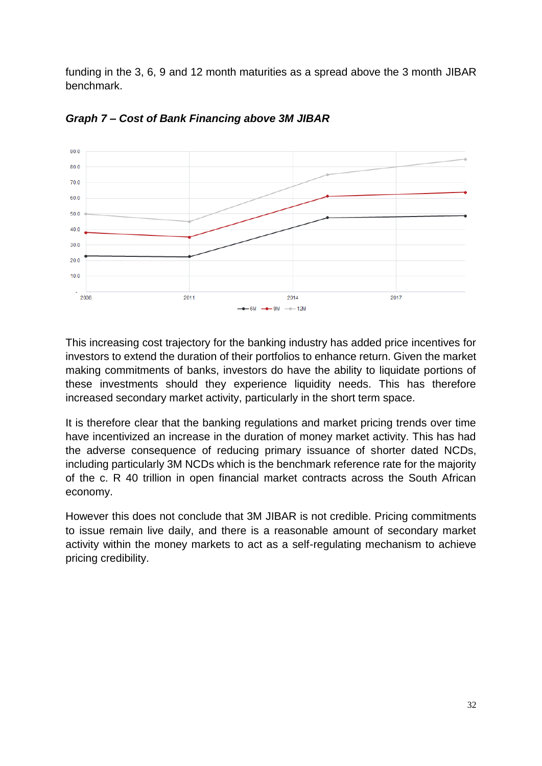funding in the 3, 6, 9 and 12 month maturities as a spread above the 3 month JIBAR benchmark.

***Graph 7 – Cost of Bank Financing above 3M JIBAR***

This increasing cost trajectory for the banking industry has added price incentives for investors to extend the duration of their portfolios to enhance return. Given the market making commitments of banks, investors do have the ability to liquidate portions of these investments should they experience liquidity needs. This has therefore increased secondary market activity, particularly in the short term space.

It is therefore clear that the banking regulations and market pricing trends over time have incentivized an increase in the duration of money market activity. This has had the adverse consequence of reducing primary issuance of shorter dated NCDs, including particularly 3M NCDs which is the benchmark reference rate for the majority of the c. R 40 trillion in open financial market contracts across the South African economy.

However this does not conclude that 3M JIBAR is not credible. Pricing commitments to issue remain live daily, and there is a reasonable amount of secondary market activity within the money markets to act as a self-regulating mechanism to achieve pricing credibility.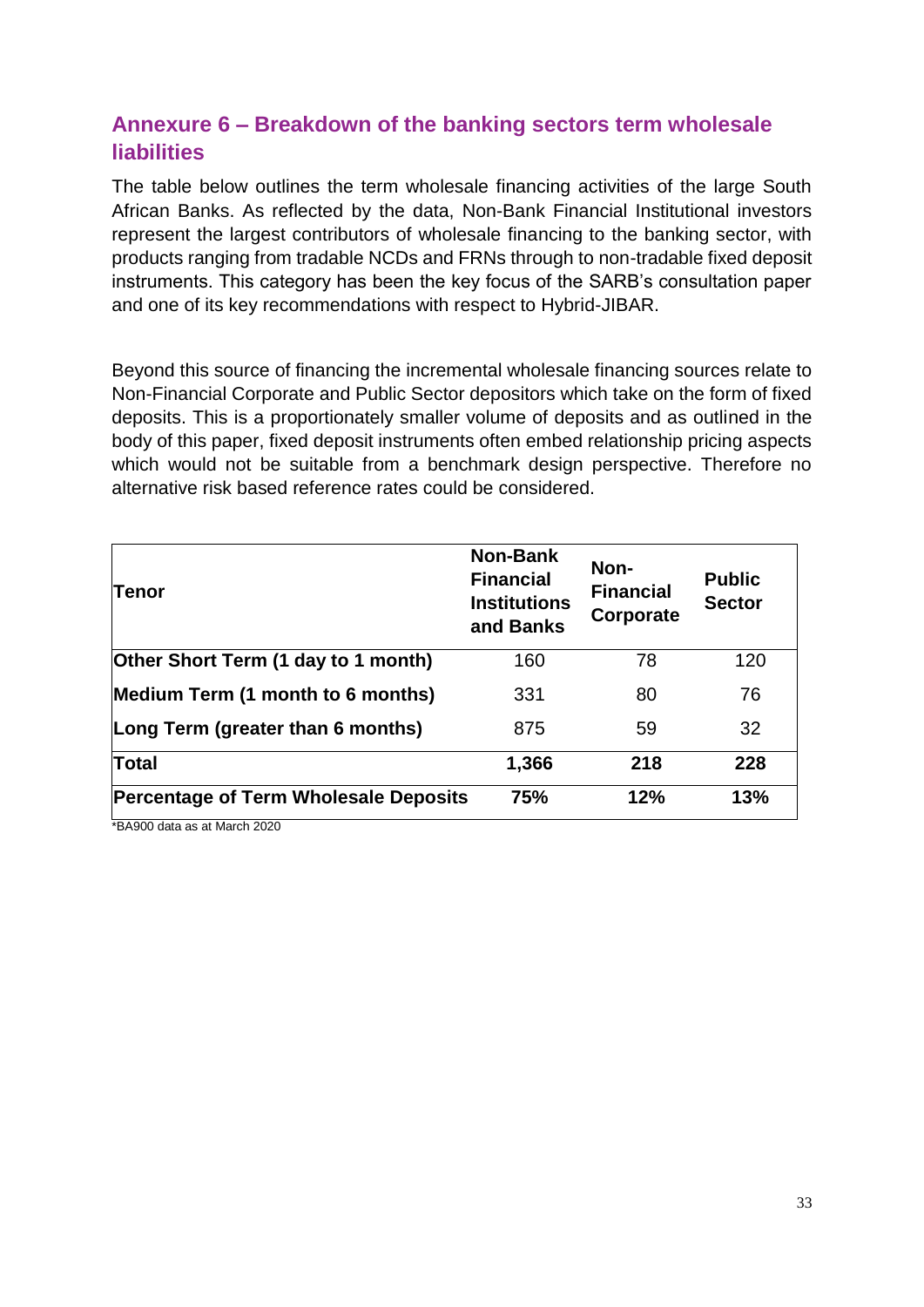## Annexure 6 – Breakdown of the banking sectors term wholesale liabilities

The table below outlines the term wholesale financing activities of the large South African Banks. As reflected by the data, Non-Bank Financial Institutional investors represent the largest contributors of wholesale financing to the banking sector, with products ranging from tradable NCDs and FRNs through to non-tradable fixed deposit instruments. This category has been the key focus of the SARB's consultation paper and one of its key recommendations with respect to Hybrid-JIBAR.

Beyond this source of financing the incremental wholesale financing sources relate to Non-Financial Corporate and Public Sector depositors which take on the form of fixed deposits. This is a proportionately smaller volume of deposits and as outlined in the body of this paper, fixed deposit instruments often embed relationship pricing aspects which would not be suitable from a benchmark design perspective. Therefore no alternative risk based reference rates could be considered.

| Tenor | Non-Bank Financial Institutions and Banks | Non-Financial Corporate | Public Sector |
|---|---|---|---|
| **Other Short Term (1 day to 1 month)** | 160 | 78 | 120 |
| **Medium Term (1 month to 6 months)** | 331 | 80 | 76 |
| **Long Term (greater than 6 months)** | 875 | 59 | 32 |
| **Total** | **1,366** | **218** | **228** |
| **Percentage of Term Wholesale Deposits** | **75%** | **12%** | **13%** |

*BA900 data as at March 2020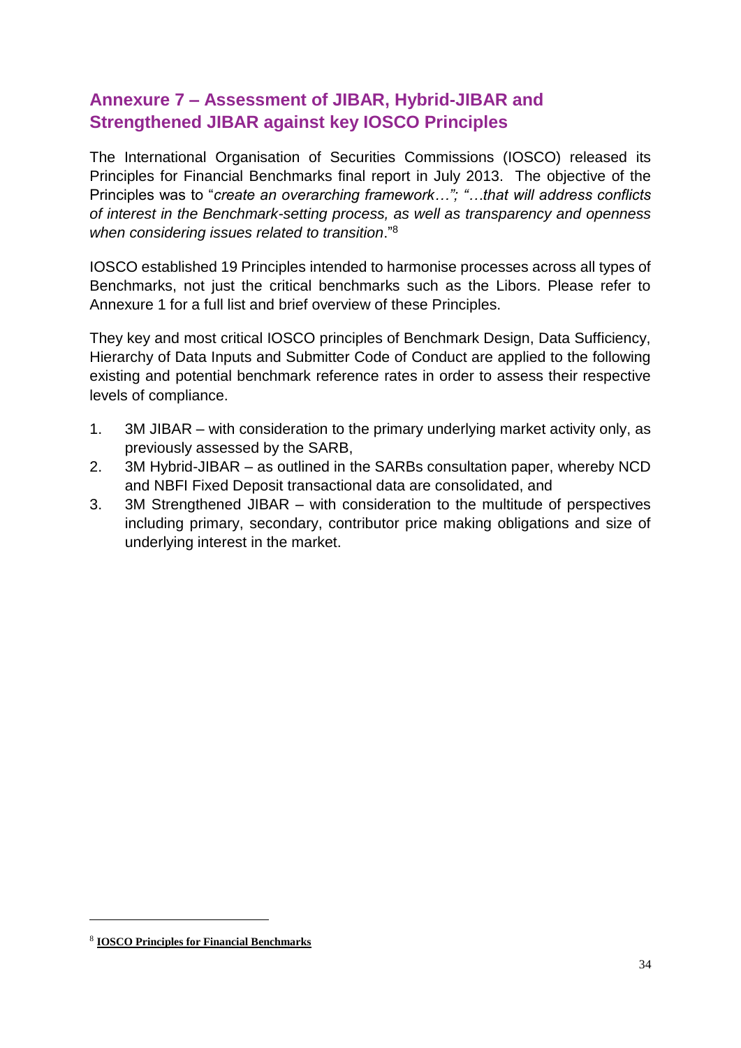## Annexure 7 – Assessment of JIBAR, Hybrid-JIBAR and Strengthened JIBAR against key IOSCO Principles

The International Organisation of Securities Commissions (IOSCO) released its Principles for Financial Benchmarks final report in July 2013. The objective of the Principles was to "*create an overarching framework…"; "…that will address conflicts of interest in the Benchmark-setting process, as well as transparency and openness when considering issues related to transition*."[8]

IOSCO established 19 Principles intended to harmonise processes across all types of Benchmarks, not just the critical benchmarks such as the Libors. Please refer to Annexure 1 for a full list and brief overview of these Principles.

They key and most critical IOSCO principles of Benchmark Design, Data Sufficiency, Hierarchy of Data Inputs and Submitter Code of Conduct are applied to the following existing and potential benchmark reference rates in order to assess their respective levels of compliance.

1. 3M JIBAR – with consideration to the primary underlying market activity only, as previously assessed by the SARB,
2. 3M Hybrid-JIBAR – as outlined in the SARBs consultation paper, whereby NCD and NBFI Fixed Deposit transactional data are consolidated, and
3. 3M Strengthened JIBAR – with consideration to the multitude of perspectives including primary, secondary, contributor price making obligations and size of underlying interest in the market.

[8] **IOSCO Principles for Financial Benchmarks**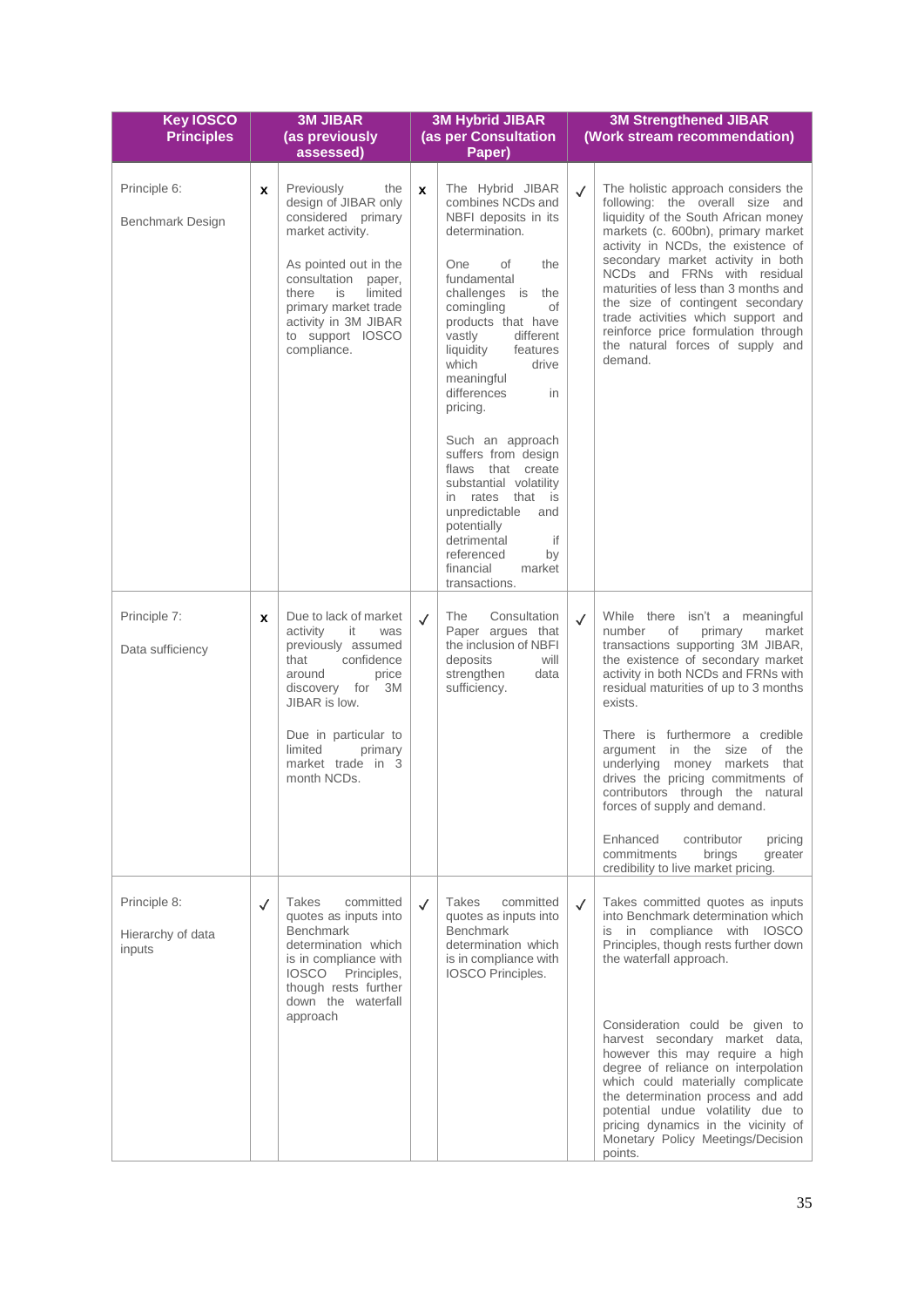| Key IOSCO Principles | | 3M JIBAR (as previously assessed) | | 3M Hybrid JIBAR (as per Consultation Paper) | | 3M Strengthened JIBAR (Work stream recommendation) |
|---|---|---|---|---|---|---|
| Principle 6:<br><br>Benchmark Design | x | Previously the design of JIBAR only considered primary market activity.<br><br>As pointed out in the consultation paper, there is limited primary market trade activity in 3M JIBAR to support IOSCO compliance. | x | The Hybrid JIBAR combines NCDs and NBFI deposits in its determination.<br><br>One of the fundamental challenges is the comingling of products that have vastly different liquidity features which drive meaningful differences in pricing.<br><br>Such an approach suffers from design flaws that create substantial volatility in rates that is unpredictable and potentially detrimental if referenced by financial market transactions. | ✓ | The holistic approach considers the following: the overall size and liquidity of the South African money markets (c. 600bn), primary market activity in NCDs, the existence of secondary market activity in both NCDs and FRNs with residual maturities of less than 3 months and the size of contingent secondary trade activities which support and reinforce price formulation through the natural forces of supply and demand. |
| Principle 7:<br><br>Data sufficiency | x | Due to lack of market activity it was previously assumed that confidence around price discovery for 3M JIBAR is low.<br><br>Due in particular to limited primary market trade in 3 month NCDs. | ✓ | The Consultation Paper argues that the inclusion of NBFI deposits will strengthen data sufficiency. | ✓ | While there isn't a meaningful number of primary market transactions supporting 3M JIBAR, the existence of secondary market activity in both NCDs and FRNs with residual maturities of up to 3 months exists.<br><br>There is furthermore a credible argument in the size of the underlying money markets that drives the pricing commitments of contributors through the natural forces of supply and demand.<br><br>Enhanced contributor pricing commitments brings greater credibility to live market pricing. |
| Principle 8:<br><br>Hierarchy of data inputs | ✓ | Takes committed quotes as inputs into Benchmark determination which is in compliance with IOSCO Principles, though rests further down the waterfall approach | ✓ | Takes committed quotes as inputs into Benchmark determination which is in compliance with IOSCO Principles. | ✓ | Takes committed quotes as inputs into Benchmark determination which is in compliance with IOSCO Principles, though rests further down the waterfall approach.<br><br>Consideration could be given to harvest secondary market data, however this may require a high degree of reliance on interpolation which could materially complicate the determination process and add potential undue volatility due to pricing dynamics in the vicinity of Monetary Policy Meetings/Decision points. |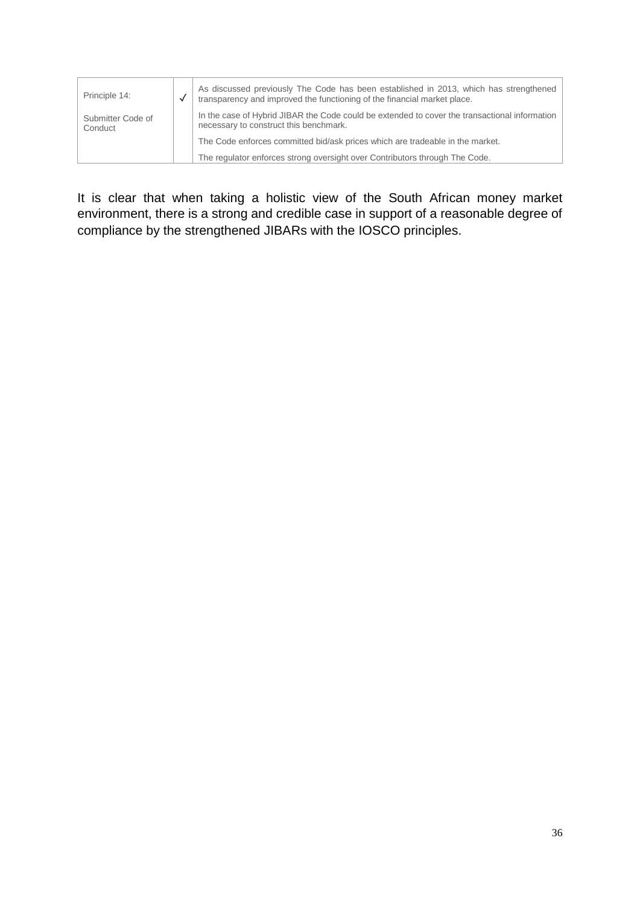| | | |
|---|---|---|
| Principle 14:<br><br>Submitter Code of Conduct | ✓ | As discussed previously The Code has been established in 2013, which has strengthened transparency and improved the functioning of the financial market place.<br><br>In the case of Hybrid JIBAR the Code could be extended to cover the transactional information necessary to construct this benchmark.<br><br>The Code enforces committed bid/ask prices which are tradeable in the market.<br><br>The regulator enforces strong oversight over Contributors through The Code. |

It is clear that when taking a holistic view of the South African money market environment, there is a strong and credible case in support of a reasonable degree of compliance by the strengthened JIBARs with the IOSCO principles.